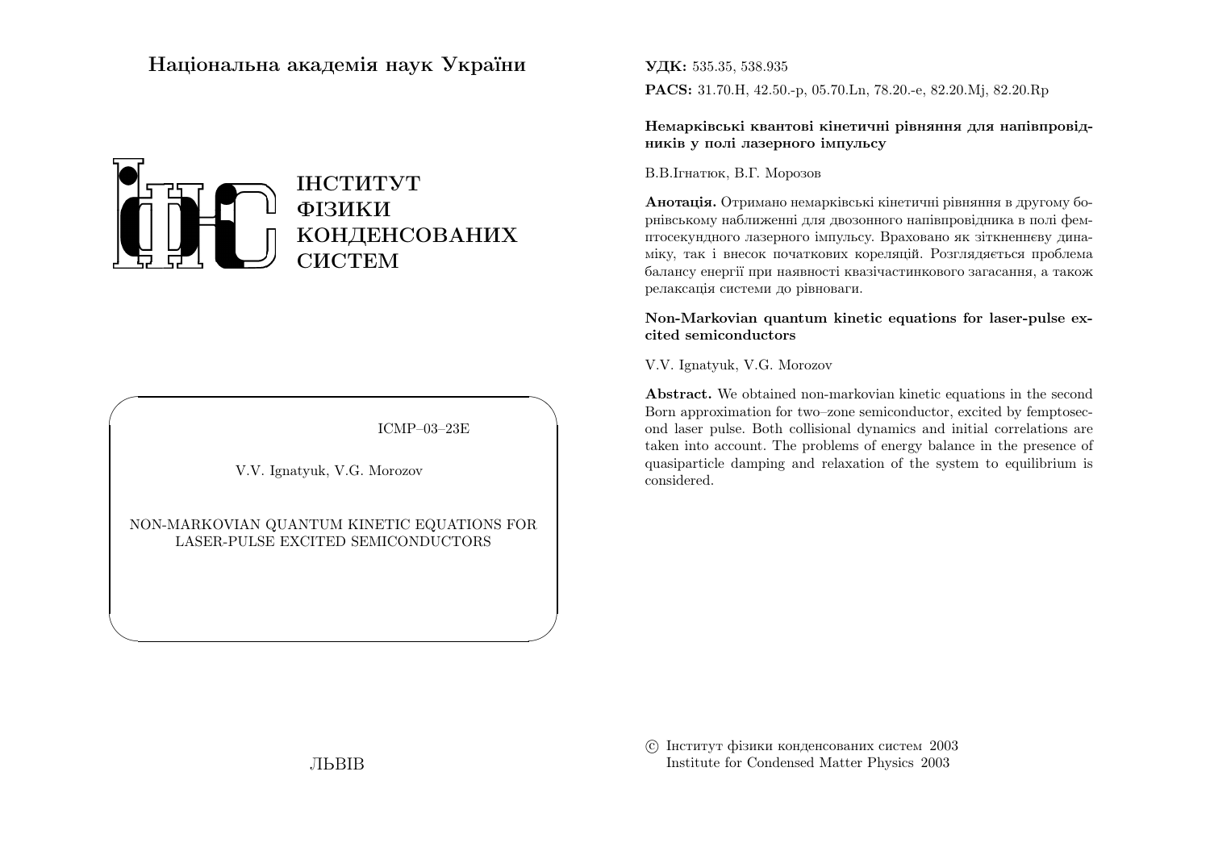Національна академія наук України

ІНСТИТУТ
ФІЗИКИ
КОНДЕНСОВАНИХ
СИСТЕМ

ICMP–03–23E

V.V. Ignatyuk, V.G. Morozov

NON-MARKOVIAN QUANTUM KINETIC EQUATIONS FOR LASER-PULSE EXCITED SEMICONDUCTORS

ЛЬВІВ

**УДК:** 535.35, 538.935

**PACS:** 31.70.H, 42.50.-p, 05.70.Ln, 78.20.-e, 82.20.Mj, 82.20.Rp

**Немарківські квантові кінетичні рівняння для напівпровідників у полі лазерного імпульсу**

В.В.Ігнатюк, В.Г. Морозов

**Анотація.** Отримано немарківські кінетичні рівняння в другому борнівському наближенні для двозонного напівпровідника в полі фемптосекундного лазерного імпульсу. Враховано як зіткненнєву динаміку, так і внесок початкових кореляцій. Розглядяється проблема балансу енергії при наявності квазічастинкового загасання, а також релаксація системи до рівноваги.

**Non-Markovian quantum kinetic equations for laser-pulse excited semiconductors**

V.V. Ignatyuk, V.G. Morozov

**Abstract.** We obtained non-markovian kinetic equations in the second Born approximation for two–zone semiconductor, excited by femptosecond laser pulse. Both collisional dynamics and initial correlations are taken into account. The problems of energy balance in the presence of quasiparticle damping and relaxation of the system to equilibrium is considered.

© Інститут фізики конденсованих систем 2003
Institute for Condensed Matter Physics 2003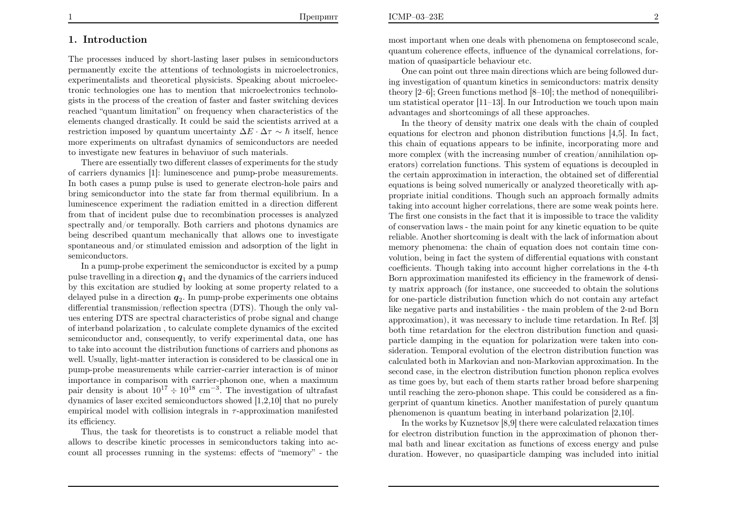## 1. Introduction

The processes induced by short-lasting laser pulses in semiconductors permanently excite the attentions of technologists in microelectronics, experimentalists and theoretical physicists. Speaking about microelectronic technologies one has to mention that microelectronics technologists in the process of the creation of faster and faster switching devices reached "quantum limitation" on frequency when characteristics of the elements changed drastically. It could be said the scientists arrived at a restriction imposed by quantum uncertainty $\Delta E \cdot \Delta\tau \sim \hbar$ itself, hence more experiments on ultrafast dynamics of semiconductors are needed to investigate new features in behaviuor of such materials.

There are essentially two different classes of experiments for the study of carriers dynamics [1]: luminescence and pump-probe measurements. In both cases a pump pulse is used to generate electron-hole pairs and bring semiconductor into the state far from thermal equilibrium. In a luminescence experiment the radiation emitted in a direction different from that of incident pulse due to recombination processes is analyzed spectrally and/or temporally. Both carriers and photons dynamics are being described quantum mechanically that allows one to investigate spontaneous and/or stimulated emission and adsorption of the light in semiconductors.

In a pump-probe experiment the semiconductor is excited by a pump pulse travelling in a direction $\boldsymbol{q}_1$ and the dynamics of the carriers induced by this excitation are studied by looking at some property related to a delayed pulse in a direction $\boldsymbol{q}_2$. In pump-probe experiments one obtains differential transmission/reflection spectra (DTS). Though the only values entering DTS are spectral characteristics of probe signal and change of interband polarization , to calculate complete dynamics of the excited semiconductor and, consequently, to verify experimental data, one has to take into account the distribution functions of carriers and phonons as well. Usually, light-matter interaction is considered to be classical one in pump-probe measurements while carrier-carrier interaction is of minor importance in comparison with carrier-phonon one, when a maximum pair density is about $10^{17} \div 10^{18}$ cm$^{-3}$. The investigation of ultrafast dynamics of laser excited semiconductors showed [1,2,10] that no purely empirical model with collision integrals in $\tau$-approximation manifested its efficiency.

Thus, the task for theoretists is to construct a reliable model that allows to describe kinetic processes in semiconductors taking into account all processes running in the systems: effects of "memory" - the most important when one deals with phenomena on femptosecond scale, quantum coherence effects, influence of the dynamical correlations, formation of quasiparticle behaviour etc.

One can point out three main directions which are being followed during investigation of quantum kinetics in semiconductors: matrix density theory [2–6]; Green functions method [8–10]; the method of nonequilibrium statistical operator [11–13]. In our Introduction we touch upon main advantages and shortcomings of all these approaches.

In the theory of density matrix one deals with the chain of coupled equations for electron and phonon distribution functions [4,5]. In fact, this chain of equations appears to be infinite, incorporating more and more complex (with the increasing number of creation/annihilation operators) correlation functions. This system of equations is decoupled in the certain approximation in interaction, the obtained set of differential equations is being solved numerically or analyzed theoretically with appropriate initial conditions. Though such an approach formally admits taking into account higher correlations, there are some weak points here. The first one consists in the fact that it is impossible to trace the validity of conservation laws - the main point for any kinetic equation to be quite reliable. Another shortcoming is dealt with the lack of information about memory phenomena: the chain of equation does not contain time convolution, being in fact the system of differential equations with constant coefficients. Though taking into account higher correlations in the 4-th Born approximation manifested its efficiency in the framework of density matrix approach (for instance, one succeeded to obtain the solutions for one-particle distribution function which do not contain any artefact like negative parts and instabilities - the main problem of the 2-nd Born approximation), it was necessary to include time retardation. In Ref. [3] both time retardation for the electron distribution function and quasiparticle damping in the equation for polarization were taken into consideration. Temporal evolution of the electron distribution function was calculated both in Markovian and non-Markovian approximation. In the second case, in the electron distribution function phonon replica evolves as time goes by, but each of them starts rather broad before sharpening until reaching the zero-phonon shape. This could be considered as a fingerprint of quantum kinetics. Another manifestation of purely quantum phenomenon is quantum beating in interband polarization [2,10].

In the works by Kuznetsov [8,9] there were calculated relaxation times for electron distribution function in the approximation of phonon thermal bath and linear excitation as functions of excess energy and pulse duration. However, no quasiparticle damping was included into initial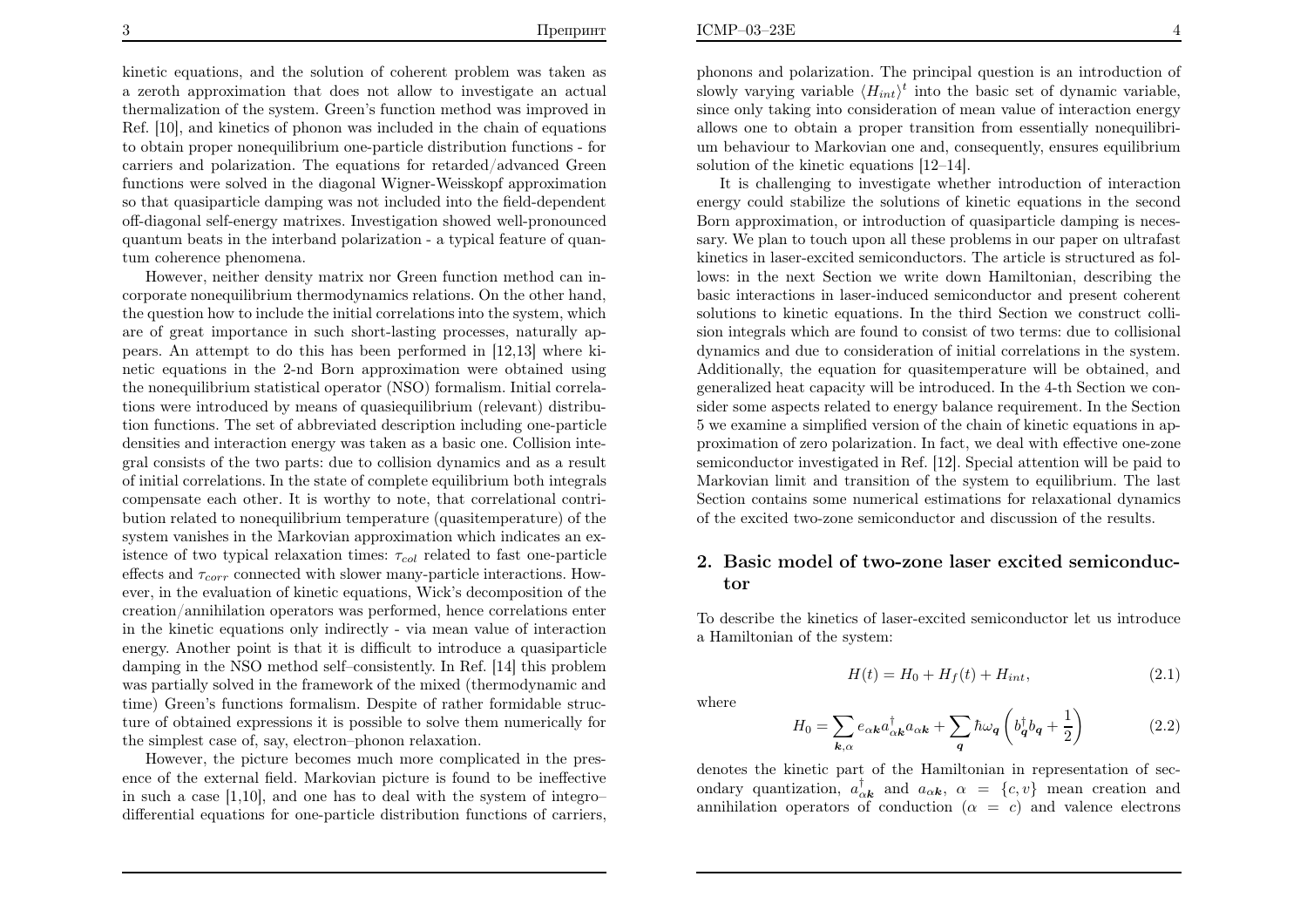kinetic equations, and the solution of coherent problem was taken as a zeroth approximation that does not allow to investigate an actual thermalization of the system. Green's function method was improved in Ref. [10], and kinetics of phonon was included in the chain of equations to obtain proper nonequilibrium one-particle distribution functions - for carriers and polarization. The equations for retarded/advanced Green functions were solved in the diagonal Wigner-Weisskopf approximation so that quasiparticle damping was not included into the field-dependent off-diagonal self-energy matrixes. Investigation showed well-pronounced quantum beats in the interband polarization - a typical feature of quantum coherence phenomena.

However, neither density matrix nor Green function method can incorporate nonequilibrium thermodynamics relations. On the other hand, the question how to include the initial correlations into the system, which are of great importance in such short-lasting processes, naturally appears. An attempt to do this has been performed in [12,13] where kinetic equations in the 2-nd Born approximation were obtained using the nonequilibrium statistical operator (NSO) formalism. Initial correlations were introduced by means of quasiequilibrium (relevant) distribution functions. The set of abbreviated description including one-particle densities and interaction energy was taken as a basic one. Collision integral consists of the two parts: due to collision dynamics and as a result of initial correlations. In the state of complete equilibrium both integrals compensate each other. It is worthy to note, that correlational contribution related to nonequilibrium temperature (quasitemperature) of the system vanishes in the Markovian approximation which indicates an existence of two typical relaxation times: $\tau_{col}$ related to fast one-particle effects and $\tau_{corr}$ connected with slower many-particle interactions. However, in the evaluation of kinetic equations, Wick's decomposition of the creation/annihilation operators was performed, hence correlations enter in the kinetic equations only indirectly - via mean value of interaction energy. Another point is that it is difficult to introduce a quasiparticle damping in the NSO method self–consistently. In Ref. [14] this problem was partially solved in the framework of the mixed (thermodynamic and time) Green's functions formalism. Despite of rather formidable structure of obtained expressions it is possible to solve them numerically for the simplest case of, say, electron–phonon relaxation.

However, the picture becomes much more complicated in the presence of the external field. Markovian picture is found to be ineffective in such a case [1,10], and one has to deal with the system of integro–differential equations for one-particle distribution functions of carriers, phonons and polarization. The principal question is an introduction of slowly varying variable $\langle H_{int}\rangle^t$ into the basic set of dynamic variable, since only taking into consideration of mean value of interaction energy allows one to obtain a proper transition from essentially nonequilibrium behaviour to Markovian one and, consequently, ensures equilibrium solution of the kinetic equations [12–14].

It is challenging to investigate whether introduction of interaction energy could stabilize the solutions of kinetic equations in the second Born approximation, or introduction of quasiparticle damping is necessary. We plan to touch upon all these problems in our paper on ultrafast kinetics in laser-excited semiconductors. The article is structured as follows: in the next Section we write down Hamiltonian, describing the basic interactions in laser-induced semiconductor and present coherent solutions to kinetic equations. In the third Section we construct collision integrals which are found to consist of two terms: due to collisional dynamics and due to consideration of initial correlations in the system. Additionally, the equation for quasitemperature will be obtained, and generalized heat capacity will be introduced. In the 4-th Section we consider some aspects related to energy balance requirement. In the Section 5 we examine a simplified version of the chain of kinetic equations in approximation of zero polarization. In fact, we deal with effective one-zone semiconductor investigated in Ref. [12]. Special attention will be paid to Markovian limit and transition of the system to equilibrium. The last Section contains some numerical estimations for relaxational dynamics of the excited two-zone semiconductor and discussion of the results.

## 2. Basic model of two-zone laser excited semiconductor

To describe the kinetics of laser-excited semiconductor let us introduce a Hamiltonian of the system:

$$H(t) = H_0 + H_f(t) + H_{int}, \tag{2.1}$$

where

$$H_0 = \sum_{\boldsymbol{k},\alpha} e_{\alpha\boldsymbol{k}} a^\dagger_{\alpha\boldsymbol{k}} a_{\alpha\boldsymbol{k}} + \sum_{\boldsymbol{q}} \hbar\omega_{\boldsymbol{q}} \left( b^\dagger_{\boldsymbol{q}} b_{\boldsymbol{q}} + \frac{1}{2} \right) \tag{2.2}$$

denotes the kinetic part of the Hamiltonian in representation of secondary quantization, $a^\dagger_{\alpha\boldsymbol{k}}$ and $a_{\alpha\boldsymbol{k}}$, $\alpha = \{c, v\}$ mean creation and annihilation operators of conduction ($\alpha = c$) and valence electrons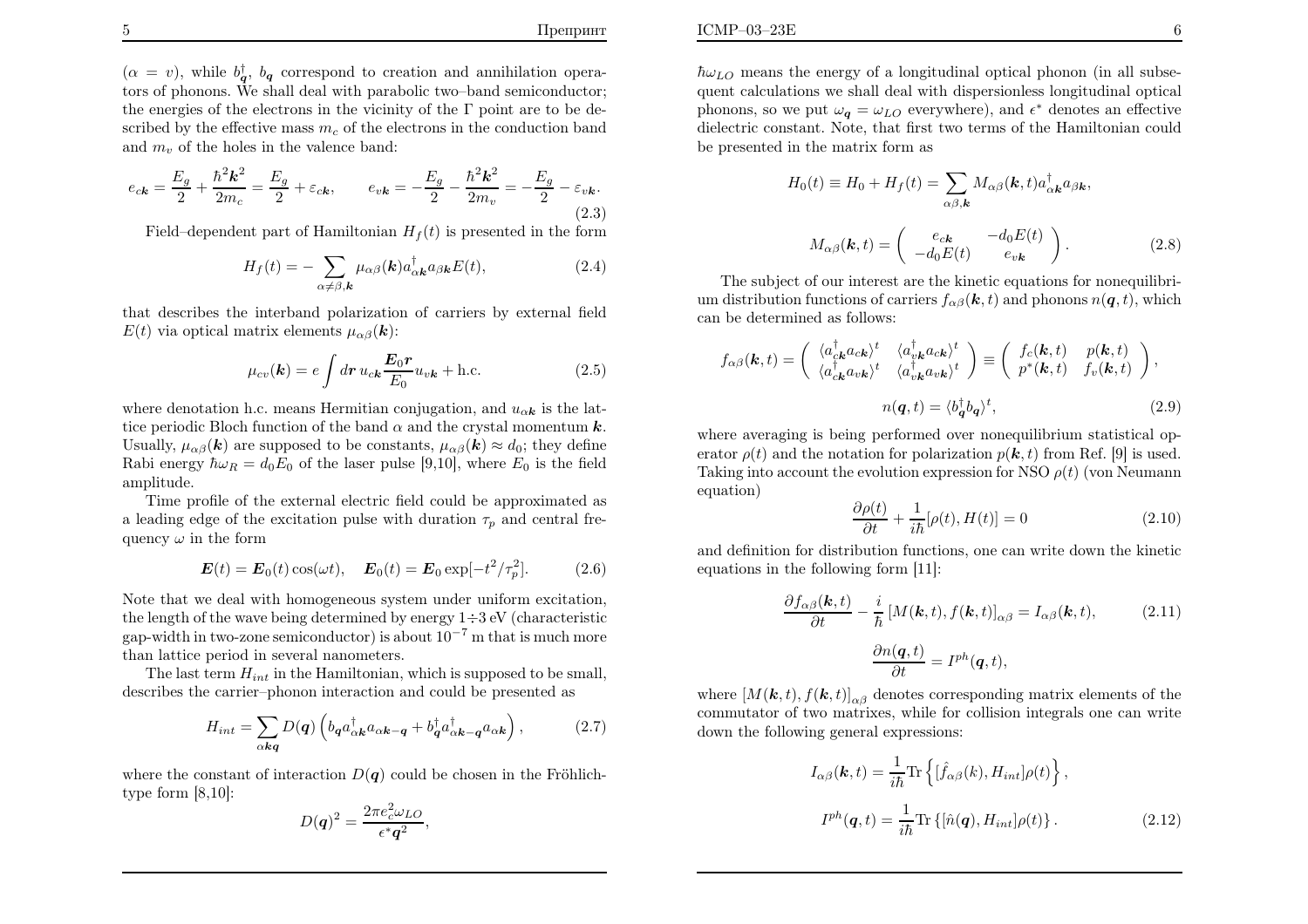($\alpha = v$), while $b^{\dagger}_{\boldsymbol{q}}$, $b_{\boldsymbol{q}}$ correspond to creation and annihilation operators of phonons. We shall deal with parabolic two–band semiconductor; the energies of the electrons in the vicinity of the $\Gamma$ point are to be described by the effective mass $m_c$ of the electrons in the conduction band and $m_v$ of the holes in the valence band:

$$e_{c\boldsymbol{k}} = \frac{E_g}{2} + \frac{\hbar^2 \boldsymbol{k}^2}{2m_c} = \frac{E_g}{2} + \varepsilon_{c\boldsymbol{k}}, \qquad e_{v\boldsymbol{k}} = -\frac{E_g}{2} - \frac{\hbar^2 \boldsymbol{k}^2}{2m_v} = -\frac{E_g}{2} - \varepsilon_{v\boldsymbol{k}}. \tag{2.3}$$

Field–dependent part of Hamiltonian $H_f(t)$ is presented in the form

$$H_f(t) = -\sum_{\alpha \neq \beta, \boldsymbol{k}} \mu_{\alpha\beta}(\boldsymbol{k}) a^{\dagger}_{\alpha\boldsymbol{k}} a_{\beta\boldsymbol{k}} E(t), \tag{2.4}$$

that describes the interband polarization of carriers by external field $E(t)$ via optical matrix elements $\mu_{\alpha\beta}(\boldsymbol{k})$:

$$\mu_{cv}(\boldsymbol{k}) = e \int d\boldsymbol{r}\, u_{c\boldsymbol{k}} \frac{\boldsymbol{E}_0 \boldsymbol{r}}{E_0} u_{v\boldsymbol{k}} + \text{h.c.} \tag{2.5}$$

where denotation h.c. means Hermitian conjugation, and $u_{\alpha\boldsymbol{k}}$ is the lattice periodic Bloch function of the band $\alpha$ and the crystal momentum $\boldsymbol{k}$. Usually, $\mu_{\alpha\beta}(\boldsymbol{k})$ are supposed to be constants, $\mu_{\alpha\beta}(\boldsymbol{k}) \approx d_0$; they define Rabi energy $\hbar\omega_R = d_0 E_0$ of the laser pulse [9,10], where $E_0$ is the field amplitude.

Time profile of the external electric field could be approximated as a leading edge of the excitation pulse with duration $\tau_p$ and central frequency $\omega$ in the form

$$\boldsymbol{E}(t) = \boldsymbol{E}_0(t)\cos(\omega t), \quad \boldsymbol{E}_0(t) = \boldsymbol{E}_0 \exp[-t^2/\tau_p^2]. \tag{2.6}$$

Note that we deal with homogeneous system under uniform excitation, the length of the wave being determined by energy $1 \div 3$ eV (characteristic gap-width in two-zone semiconductor) is about $10^{-7}$ m that is much more than lattice period in several nanometers.

The last term $H_{int}$ in the Hamiltonian, which is supposed to be small, describes the carrier–phonon interaction and could be presented as

$$H_{int} = \sum_{\alpha\boldsymbol{k}\boldsymbol{q}} D(\boldsymbol{q}) \left( b_{\boldsymbol{q}} a^{\dagger}_{\alpha\boldsymbol{k}} a_{\alpha\boldsymbol{k}-\boldsymbol{q}} + b^{\dagger}_{\boldsymbol{q}} a^{\dagger}_{\alpha\boldsymbol{k}-\boldsymbol{q}} a_{\alpha\boldsymbol{k}} \right), \tag{2.7}$$

where the constant of interaction $D(\boldsymbol{q})$ could be chosen in the Fröhlich-type form [8,10]:

$$D(\boldsymbol{q})^2 = \frac{2\pi e_c^2 \omega_{LO}}{\epsilon^* \boldsymbol{q}^2},$$

$\hbar\omega_{LO}$ means the energy of a longitudinal optical phonon (in all subsequent calculations we shall deal with dispersionless longitudinal optical phonons, so we put $\omega_{\boldsymbol{q}} = \omega_{LO}$ everywhere), and $\epsilon^*$ denotes an effective dielectric constant. Note, that first two terms of the Hamiltonian could be presented in the matrix form as

$$H_0(t) \equiv H_0 + H_f(t) = \sum_{\alpha\beta, \boldsymbol{k}} M_{\alpha\beta}(\boldsymbol{k}, t) a^{\dagger}_{\alpha\boldsymbol{k}} a_{\beta\boldsymbol{k}},$$

$$M_{\alpha\beta}(\boldsymbol{k}, t) = \begin{pmatrix} e_{c\boldsymbol{k}} & -d_0 E(t) \\ -d_0 E(t) & e_{v\boldsymbol{k}} \end{pmatrix}. \tag{2.8}$$

The subject of our interest are the kinetic equations for nonequilibrium distribution functions of carriers $f_{\alpha\beta}(\boldsymbol{k}, t)$ and phonons $n(\boldsymbol{q}, t)$, which can be determined as follows:

$$f_{\alpha\beta}(\boldsymbol{k}, t) = \begin{pmatrix} \langle a^{\dagger}_{c\boldsymbol{k}} a_{c\boldsymbol{k}} \rangle^t & \langle a^{\dagger}_{v\boldsymbol{k}} a_{c\boldsymbol{k}} \rangle^t \\ \langle a^{\dagger}_{c\boldsymbol{k}} a_{v\boldsymbol{k}} \rangle^t & \langle a^{\dagger}_{v\boldsymbol{k}} a_{v\boldsymbol{k}} \rangle^t \end{pmatrix} \equiv \begin{pmatrix} f_c(\boldsymbol{k}, t) & p(\boldsymbol{k}, t) \\ p^*(\boldsymbol{k}, t) & f_v(\boldsymbol{k}, t) \end{pmatrix},$$

$$n(\boldsymbol{q}, t) = \langle b^{\dagger}_{\boldsymbol{q}} b_{\boldsymbol{q}} \rangle^t, \tag{2.9}$$

where averaging is being performed over nonequilibrium statistical operator $\rho(t)$ and the notation for polarization $p(\boldsymbol{k}, t)$ from Ref. [9] is used. Taking into account the evolution expression for NSO $\rho(t)$ (von Neumann equation)

$$\frac{\partial \rho(t)}{\partial t} + \frac{1}{i\hbar}[\rho(t), H(t)] = 0 \tag{2.10}$$

and definition for distribution functions, one can write down the kinetic equations in the following form [11]:

$$\frac{\partial f_{\alpha\beta}(\boldsymbol{k}, t)}{\partial t} - \frac{i}{\hbar}\left[M(\boldsymbol{k}, t), f(\boldsymbol{k}, t)\right]_{\alpha\beta} = I_{\alpha\beta}(\boldsymbol{k}, t), \tag{2.11}$$

$$\frac{\partial n(\boldsymbol{q}, t)}{\partial t} = I^{ph}(\boldsymbol{q}, t),$$

where $\left[M(\boldsymbol{k}, t), f(\boldsymbol{k}, t)\right]_{\alpha\beta}$ denotes corresponding matrix elements of the commutator of two matrixes, while for collision integrals one can write down the following general expressions:

$$I_{\alpha\beta}(\boldsymbol{k}, t) = \frac{1}{i\hbar}\text{Tr}\left\{ [\hat{f}_{\alpha\beta}(k), H_{int}]\rho(t) \right\},$$

$$I^{ph}(\boldsymbol{q}, t) = \frac{1}{i\hbar}\text{Tr}\left\{ [\hat{n}(\boldsymbol{q}), H_{int}]\rho(t) \right\}. \tag{2.12}$$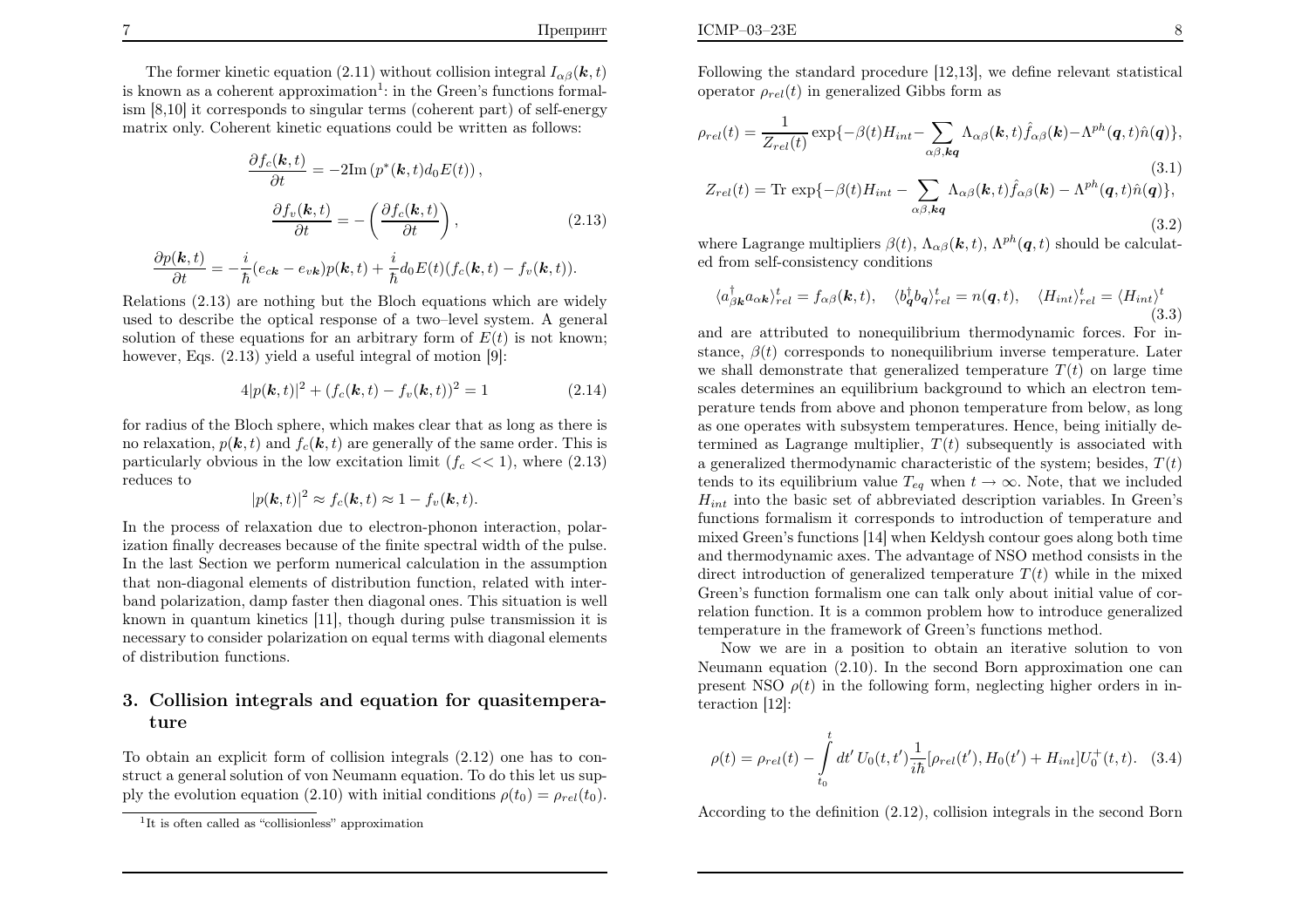The former kinetic equation (2.11) without collision integral $I_{\alpha\beta}(\boldsymbol{k},t)$ is known as a coherent approximation[1]: in the Green's functions formalism [8,10] it corresponds to singular terms (coherent part) of self-energy matrix only. Coherent kinetic equations could be written as follows:

$$
\begin{aligned}
\frac{\partial f_c(\boldsymbol{k},t)}{\partial t} &= -2\mathrm{Im}\left(p^*(\boldsymbol{k},t)d_0E(t)\right),\\
\frac{\partial f_v(\boldsymbol{k},t)}{\partial t} &= -\left(\frac{\partial f_c(\boldsymbol{k},t)}{\partial t}\right),\\
\frac{\partial p(\boldsymbol{k},t)}{\partial t} &= -\frac{i}{\hbar}(e_{c\boldsymbol{k}}-e_{v\boldsymbol{k}})p(\boldsymbol{k},t)+\frac{i}{\hbar}d_0E(t)(f_c(\boldsymbol{k},t)-f_v(\boldsymbol{k},t)).
\end{aligned}
\tag{2.13}
$$

Relations (2.13) are nothing but the Bloch equations which are widely used to describe the optical response of a two–level system. A general solution of these equations for an arbitrary form of $E(t)$ is not known; however, Eqs. (2.13) yield a useful integral of motion [9]:

$$
4|p(\boldsymbol{k},t)|^2+(f_c(\boldsymbol{k},t)-f_v(\boldsymbol{k},t))^2=1 \tag{2.14}
$$

for radius of the Bloch sphere, which makes clear that as long as there is no relaxation, $p(\boldsymbol{k},t)$ and $f_c(\boldsymbol{k},t)$ are generally of the same order. This is particularly obvious in the low excitation limit ($f_c << 1$), where (2.13) reduces to

$$
|p(\boldsymbol{k},t)|^2 \approx f_c(\boldsymbol{k},t) \approx 1-f_v(\boldsymbol{k},t).
$$

In the process of relaxation due to electron-phonon interaction, polarization finally decreases because of the finite spectral width of the pulse. In the last Section we perform numerical calculation in the assumption that non-diagonal elements of distribution function, related with interband polarization, damp faster then diagonal ones. This situation is well known in quantum kinetics [11], though during pulse transmission it is necessary to consider polarization on equal terms with diagonal elements of distribution functions.

## 3. Collision integrals and equation for quasitemperature

To obtain an explicit form of collision integrals (2.12) one has to construct a general solution of von Neumann equation. To do this let us supply the evolution equation (2.10) with initial conditions $\rho(t_0)=\rho_{rel}(t_0)$.

[1] It is often called as "collisionless" approximation

Following the standard procedure [12,13], we define relevant statistical operator $\rho_{rel}(t)$ in generalized Gibbs form as

$$
\rho_{rel}(t)=\frac{1}{Z_{rel}(t)}\exp\{-\beta(t)H_{int}-\sum_{\alpha\beta,\boldsymbol{kq}}\Lambda_{\alpha\beta}(\boldsymbol{k},t)\hat{f}_{\alpha\beta}(\boldsymbol{k})-\Lambda^{ph}(\boldsymbol{q},t)\hat{n}(\boldsymbol{q})\}, \tag{3.1}
$$

$$
Z_{rel}(t)=\mathrm{Tr}\,\exp\{-\beta(t)H_{int}-\sum_{\alpha\beta,\boldsymbol{kq}}\Lambda_{\alpha\beta}(\boldsymbol{k},t)\hat{f}_{\alpha\beta}(\boldsymbol{k})-\Lambda^{ph}(\boldsymbol{q},t)\hat{n}(\boldsymbol{q})\}, \tag{3.2}
$$

where Lagrange multipliers $\beta(t)$, $\Lambda_{\alpha\beta}(\boldsymbol{k},t)$, $\Lambda^{ph}(\boldsymbol{q},t)$ should be calculated from self-consistency conditions

$$
\langle a^{\dagger}_{\beta\boldsymbol{k}}a_{\alpha\boldsymbol{k}}\rangle^t_{rel}=f_{\alpha\beta}(\boldsymbol{k},t), \quad \langle b^{\dagger}_{\boldsymbol{q}}b_{\boldsymbol{q}}\rangle^t_{rel}=n(\boldsymbol{q},t), \quad \langle H_{int}\rangle^t_{rel}=\langle H_{int}\rangle^t \tag{3.3}
$$

and are attributed to nonequilibrium thermodynamic forces. For instance, $\beta(t)$ corresponds to nonequilibrium inverse temperature. Later we shall demonstrate that generalized temperature $T(t)$ on large time scales determines an equilibrium background to which an electron temperature tends from above and phonon temperature from below, as long as one operates with subsystem temperatures. Hence, being initially determined as Lagrange multiplier, $T(t)$ subsequently is associated with a generalized thermodynamic characteristic of the system; besides, $T(t)$ tends to its equilibrium value $T_{eq}$ when $t\to\infty$. Note, that we included $H_{int}$ into the basic set of abbreviated description variables. In Green's functions formalism it corresponds to introduction of temperature and mixed Green's functions [14] when Keldysh contour goes along both time and thermodynamic axes. The advantage of NSO method consists in the direct introduction of generalized temperature $T(t)$ while in the mixed Green's function formalism one can talk only about initial value of correlation function. It is a common problem how to introduce generalized temperature in the framework of Green's functions method.

Now we are in a position to obtain an iterative solution to von Neumann equation (2.10). In the second Born approximation one can present NSO $\rho(t)$ in the following form, neglecting higher orders in interaction [12]:

$$
\rho(t)=\rho_{rel}(t)-\int\limits_{t_0}^{t}dt'\,U_0(t,t')\frac{1}{i\hbar}[\rho_{rel}(t'),H_0(t')+H_{int}]U_0^{+}(t,t). \tag{3.4}
$$

According to the definition (2.12), collision integrals in the second Born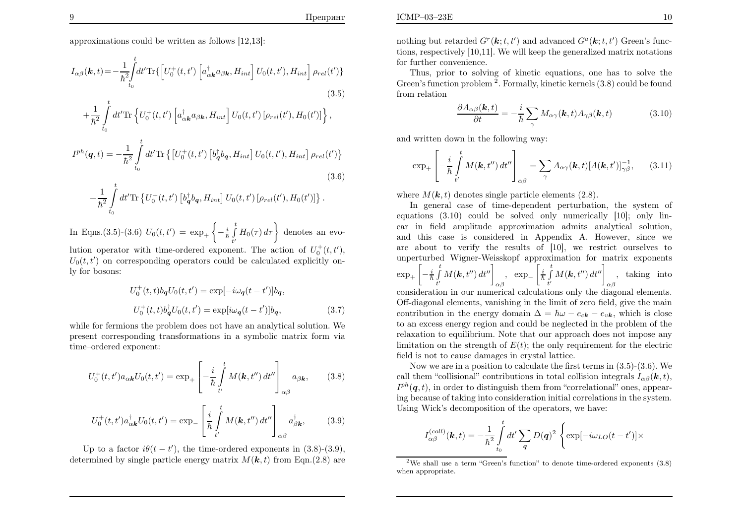approximations could be written as follows [12,13]:

$$I_{\alpha\beta}(\boldsymbol{k},t) = -\frac{1}{\hbar^2}\int_{t_0}^{t} dt' \mathrm{Tr}\{\left[U_0^+(t,t')\left[a^\dagger_{\alpha\boldsymbol{k}}a_{\beta\boldsymbol{k}}, H_{int}\right]U_0(t,t'), H_{int}\right]\rho_{rel}(t')\} \tag{3.5}$$

$$+\frac{1}{\hbar^2}\int_{t_0}^{t} dt' \mathrm{Tr}\left\{U_0^+(t,t')\left[a^\dagger_{\alpha\boldsymbol{k}}a_{\beta\boldsymbol{k}}, H_{int}\right]U_0(t,t')\left[\rho_{rel}(t'), H_0(t')\right]\right\},$$

$$I^{ph}(\boldsymbol{q},t) = -\frac{1}{\hbar^2}\int_{t_0}^{t} dt' \mathrm{Tr}\left\{\left[U_0^+(t,t')\left[b^\dagger_{\boldsymbol{q}}b_{\boldsymbol{q}}, H_{int}\right]U_0(t,t'), H_{int}\right]\rho_{rel}(t')\right\} \tag{3.6}$$

$$+\frac{1}{\hbar^2}\int_{t_0}^{t} dt' \mathrm{Tr}\left\{U_0^+(t,t')\left[b^\dagger_{\boldsymbol{q}}b_{\boldsymbol{q}}, H_{int}\right]U_0(t,t')\left[\rho_{rel}(t'), H_0(t')\right]\right\}.$$

In Eqns.(3.5)-(3.6) $U_0(t,t') = \exp_+\left\{-\frac{i}{\hbar}\int_{t'}^{t} H_0(\tau)\,d\tau\right\}$ denotes an evolution operator with time-ordered exponent. The action of $U_0^+(t,t')$, $U_0(t,t')$ on corresponding operators could be calculated explicitly only for bosons:

$$U_0^+(t,t)b_{\boldsymbol{q}}U_0(t,t') = \exp[-i\omega_{\boldsymbol{q}}(t-t')]b_{\boldsymbol{q}},$$

$$U_0^+(t,t)b^\dagger_{\boldsymbol{q}}U_0(t,t') = \exp[i\omega_{\boldsymbol{q}}(t-t')]b_{\boldsymbol{q}}, \tag{3.7}$$

while for fermions the problem does not have an analytical solution. We present corresponding transformations in a symbolic matrix form via time–ordered exponent:

$$U_0^+(t,t')a_{\alpha\boldsymbol{k}}U_0(t,t') = \exp_+\left[-\frac{i}{\hbar}\int_{t'}^{t} M(\boldsymbol{k},t'')\,dt''\right]_{\alpha\beta} a_{\beta\boldsymbol{k}}, \tag{3.8}$$

$$U_0^+(t,t')a^\dagger_{\alpha\boldsymbol{k}}U_0(t,t') = \exp_-\left[\frac{i}{\hbar}\int_{t'}^{t} M(\boldsymbol{k},t'')\,dt''\right]_{\alpha\beta} a^\dagger_{\beta\boldsymbol{k}}, \tag{3.9}$$

Up to a factor $i\theta(t-t')$, the time-ordered exponents in (3.8)-(3.9), determined by single particle energy matrix $M(\boldsymbol{k},t)$ from Eqn.(2.8) are nothing but retarded $G^r(\boldsymbol{k};t,t')$ and advanced $G^a(\boldsymbol{k};t,t')$ Green's functions, respectively [10,11]. We will keep the generalized matrix notations for further convenience.

Thus, prior to solving of kinetic equations, one has to solve the Green's function problem [2]. Formally, kinetic kernels (3.8) could be found from relation

$$\frac{\partial A_{\alpha\beta}(\boldsymbol{k},t)}{\partial t} = -\frac{i}{\hbar}\sum_{\gamma} M_{\alpha\gamma}(\boldsymbol{k},t)A_{\gamma\beta}(\boldsymbol{k},t) \tag{3.10}$$

and written down in the following way:

$$\exp_+\left[-\frac{i}{\hbar}\int_{t'}^{t} M(\boldsymbol{k},t'')\,dt''\right]_{\alpha\beta} = \sum_{\gamma} A_{\alpha\gamma}(\boldsymbol{k},t)[A(\boldsymbol{k},t')]^{-1}_{\gamma\beta}, \tag{3.11}$$

where $M(\boldsymbol{k},t)$ denotes single particle elements (2.8).

In general case of time-dependent perturbation, the system of equations (3.10) could be solved only numerically [10]; only linear in field amplitude approximation admits analytical solution, and this case is considered in Appendix A. However, since we are about to verify the results of [10], we restrict ourselves to unperturbed Wigner-Weisskopf approximation for matrix exponents $\exp_+\left[-\frac{i}{\hbar}\int_{t'}^{t} M(\boldsymbol{k},t'')\,dt''\right]_{\alpha\beta}$, $\exp_-\left[\frac{i}{\hbar}\int_{t'}^{t} M(\boldsymbol{k},t'')\,dt''\right]_{\alpha\beta}$, taking into consideration in our numerical calculations only the diagonal elements. Off-diagonal elements, vanishing in the limit of zero field, give the main contribution in the energy domain $\Delta = \hbar\omega - e_{c\boldsymbol{k}} - e_{v\boldsymbol{k}}$, which is close to an excess energy region and could be neglected in the problem of the relaxation to equilibrium. Note that our approach does not impose any limitation on the strength of $E(t)$; the only requirement for the electric field is not to cause damages in crystal lattice.

Now we are in a position to calculate the first terms in (3.5)-(3.6). We call them "collisional" contributions in total collision integrals $I_{\alpha\beta}(\boldsymbol{k},t)$, $I^{ph}(\boldsymbol{q},t)$, in order to distinguish them from "correlational" ones, appearing because of taking into consideration initial correlations in the system. Using Wick's decomposition of the operators, we have:

$$I^{(coll)}_{\alpha\beta}(\boldsymbol{k},t) = -\frac{1}{\hbar^2}\int_{t_0}^{t} dt' \sum_{\boldsymbol{q}} D(\boldsymbol{q})^2 \left\{\exp[-i\omega_{LO}(t-t')]\times\right.$$

[2] We shall use a term "Green's function" to denote time-ordered exponents (3.8) when appropriate.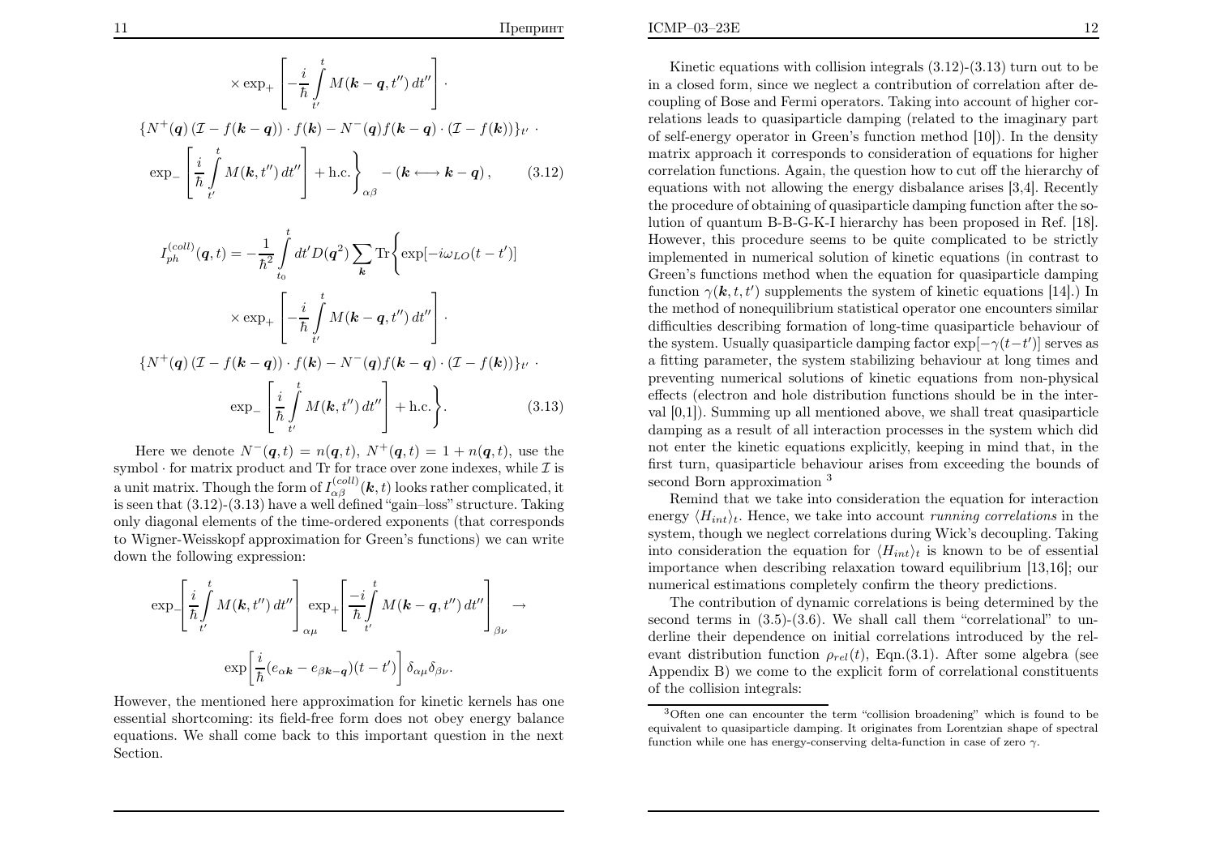$$
\times \exp_+ \left[ -\frac{i}{\hbar} \int_{t'}^{t} M(\boldsymbol{k}-\boldsymbol{q}, t'')\, dt'' \right] \cdot
$$

$$
\{ N^+(\boldsymbol{q}) \left( \mathcal{I} - f(\boldsymbol{k}-\boldsymbol{q}) \right) \cdot f(\boldsymbol{k}) - N^-(\boldsymbol{q}) f(\boldsymbol{k}-\boldsymbol{q}) \cdot \left( \mathcal{I} - f(\boldsymbol{k}) \right) \}_{t'} \cdot
$$

$$
\exp_- \left[ \frac{i}{\hbar} \int_{t'}^{t} M(\boldsymbol{k}, t'')\, dt'' \right] + \text{h.c.} \Bigg\}_{\alpha\beta} - (\boldsymbol{k} \longleftrightarrow \boldsymbol{k}-\boldsymbol{q}) \,, \qquad (3.12)
$$

$$
I_{ph}^{(coll)}(\boldsymbol{q}, t) = -\frac{1}{\hbar^2} \int_{t_0}^{t} dt' D(\boldsymbol{q}^2) \sum_{\boldsymbol{k}} \text{Tr} \Bigg\{ \exp[-i\omega_{LO}(t-t')]
$$

$$
\times \exp_+ \left[ -\frac{i}{\hbar} \int_{t'}^{t} M(\boldsymbol{k}-\boldsymbol{q}, t'')\, dt'' \right] \cdot
$$

$$
\{ N^+(\boldsymbol{q}) \left( \mathcal{I} - f(\boldsymbol{k}-\boldsymbol{q}) \right) \cdot f(\boldsymbol{k}) - N^-(\boldsymbol{q}) f(\boldsymbol{k}-\boldsymbol{q}) \cdot \left( \mathcal{I} - f(\boldsymbol{k}) \right) \}_{t'} \cdot
$$

$$
\exp_- \left[ \frac{i}{\hbar} \int_{t'}^{t} M(\boldsymbol{k}, t'')\, dt'' \right] + \text{h.c.} \Bigg\}. \qquad (3.13)
$$

Here we denote $N^-(\boldsymbol{q}, t) = n(\boldsymbol{q}, t)$, $N^+(\boldsymbol{q}, t) = 1 + n(\boldsymbol{q}, t)$, use the symbol $\cdot$ for matrix product and Tr for trace over zone indexes, while $\mathcal{I}$ is a unit matrix. Though the form of $I_{\alpha\beta}^{(coll)}(\boldsymbol{k}, t)$ looks rather complicated, it is seen that (3.12)-(3.13) have a well defined "gain–loss" structure. Taking only diagonal elements of the time-ordered exponents (that corresponds to Wigner-Weisskopf approximation for Green's functions) we can write down the following expression:

$$
\exp_- \left[ \frac{i}{\hbar} \int_{t'}^{t} M(\boldsymbol{k}, t'')\, dt'' \right]_{\alpha\mu} \exp_+ \left[ \frac{-i}{\hbar} \int_{t'}^{t} M(\boldsymbol{k}-\boldsymbol{q}, t'')\, dt'' \right]_{\beta\nu} \rightarrow
$$

$$
\exp \left[ \frac{i}{\hbar} (e_{\alpha \boldsymbol{k}} - e_{\beta \boldsymbol{k}-\boldsymbol{q}})(t-t') \right] \delta_{\alpha\mu} \delta_{\beta\nu}.
$$

However, the mentioned here approximation for kinetic kernels has one essential shortcoming: its field-free form does not obey energy balance equations. We shall come back to this important question in the next Section.

Kinetic equations with collision integrals (3.12)-(3.13) turn out to be in a closed form, since we neglect a contribution of correlation after decoupling of Bose and Fermi operators. Taking into account of higher correlations leads to quasiparticle damping (related to the imaginary part of self-energy operator in Green's function method [10]). In the density matrix approach it corresponds to consideration of equations for higher correlation functions. Again, the question how to cut off the hierarchy of equations with not allowing the energy disbalance arises [3,4]. Recently the procedure of obtaining of quasiparticle damping function after the solution of quantum B-B-G-K-I hierarchy has been proposed in Ref. [18]. However, this procedure seems to be quite complicated to be strictly implemented in numerical solution of kinetic equations (in contrast to Green's functions method when the equation for quasiparticle damping function $\gamma(\boldsymbol{k}, t, t')$ supplements the system of kinetic equations [14].) In the method of nonequilibrium statistical operator one encounters similar difficulties describing formation of long-time quasiparticle behaviour of the system. Usually quasiparticle damping factor $\exp[-\gamma(t-t')]$ serves as a fitting parameter, the system stabilizing behaviour at long times and preventing numerical solutions of kinetic equations from non-physical effects (electron and hole distribution functions should be in the interval [0,1]). Summing up all mentioned above, we shall treat quasiparticle damping as a result of all interaction processes in the system which did not enter the kinetic equations explicitly, keeping in mind that, in the first turn, quasiparticle behaviour arises from exceeding the bounds of second Born approximation [3]

Remind that we take into consideration the equation for interaction energy $\langle H_{int} \rangle_t$. Hence, we take into account *running correlations* in the system, though we neglect correlations during Wick's decoupling. Taking into consideration the equation for $\langle H_{int} \rangle_t$ is known to be of essential importance when describing relaxation toward equilibrium [13,16]; our numerical estimations completely confirm the theory predictions.

The contribution of dynamic correlations is being determined by the second terms in (3.5)-(3.6). We shall call them "correlational" to underline their dependence on initial correlations introduced by the relevant distribution function $\rho_{rel}(t)$, Eqn.(3.1). After some algebra (see Appendix B) we come to the explicit form of correlational constituents of the collision integrals:

[3] Often one can encounter the term "collision broadening" which is found to be equivalent to quasiparticle damping. It originates from Lorentzian shape of spectral function while one has energy-conserving delta-function in case of zero $\gamma$.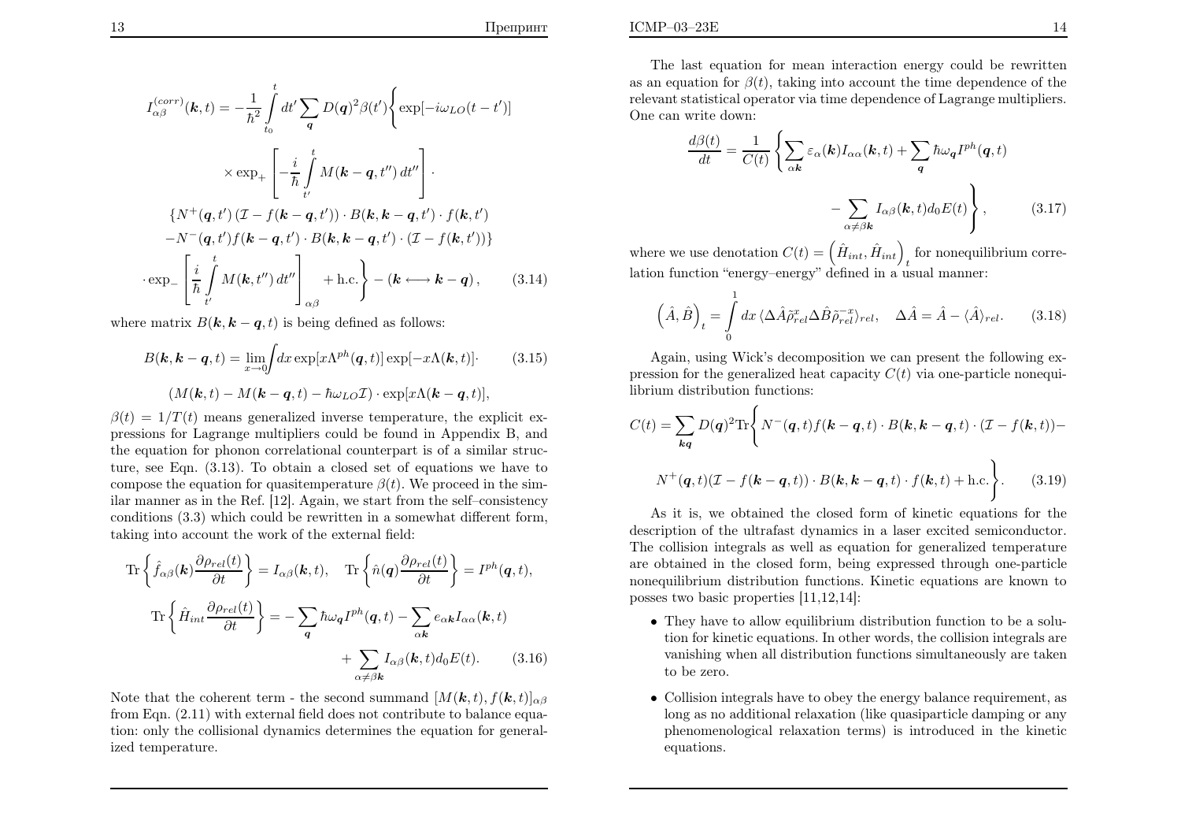$$I^{(corr)}_{\alpha\beta}(\boldsymbol{k},t) = -\frac{1}{\hbar^2}\int\limits_{t_0}^{t} dt' \sum_{\boldsymbol{q}} D(\boldsymbol{q})^2 \beta(t') \Bigg\{ \exp[-i\omega_{LO}(t-t')]$$

$$\times \exp_+\left[-\frac{i}{\hbar}\int\limits_{t'}^{t} M(\boldsymbol{k}-\boldsymbol{q},t'')\,dt''\right]\cdot$$

$$\{N^+(\boldsymbol{q},t')\,(\mathcal{I}-f(\boldsymbol{k}-\boldsymbol{q},t'))\cdot B(\boldsymbol{k},\boldsymbol{k}-\boldsymbol{q},t')\cdot f(\boldsymbol{k},t')$$

$$-N^-(\boldsymbol{q},t')f(\boldsymbol{k}-\boldsymbol{q},t')\cdot B(\boldsymbol{k},\boldsymbol{k}-\boldsymbol{q},t')\cdot(\mathcal{I}-f(\boldsymbol{k},t'))\}$$

$$\cdot\exp_-\left[\frac{i}{\hbar}\int\limits_{t'}^{t} M(\boldsymbol{k},t'')\,dt''\right]_{\alpha\beta} + \text{h.c.}\Bigg\} - (\boldsymbol{k}\longleftrightarrow \boldsymbol{k}-\boldsymbol{q}), \qquad (3.14)$$

where matrix $B(\boldsymbol{k},\boldsymbol{k}-\boldsymbol{q},t)$ is being defined as follows:

$$B(\boldsymbol{k},\boldsymbol{k}-\boldsymbol{q},t) = \lim_{x\to 0}\int dx \exp[x\Lambda^{ph}(\boldsymbol{q},t)]\exp[-x\Lambda(\boldsymbol{k},t)]\cdot \qquad (3.15)$$

$$(M(\boldsymbol{k},t) - M(\boldsymbol{k}-\boldsymbol{q},t) - \hbar\omega_{LO}\mathcal{I})\cdot\exp[x\Lambda(\boldsymbol{k}-\boldsymbol{q},t)],$$

$\beta(t) = 1/T(t)$ means generalized inverse temperature, the explicit expressions for Lagrange multipliers could be found in Appendix B, and the equation for phonon correlational counterpart is of a similar structure, see Eqn. (3.13). To obtain a closed set of equations we have to compose the equation for quasitemperature $\beta(t)$. We proceed in the similar manner as in the Ref. [12]. Again, we start from the self–consistency conditions (3.3) which could be rewritten in a somewhat different form, taking into account the work of the external field:

$$\mathrm{Tr}\left\{\hat{f}_{\alpha\beta}(\boldsymbol{k})\frac{\partial\rho_{rel}(t)}{\partial t}\right\} = I_{\alpha\beta}(\boldsymbol{k},t), \quad \mathrm{Tr}\left\{\hat{n}(\boldsymbol{q})\frac{\partial\rho_{rel}(t)}{\partial t}\right\} = I^{ph}(\boldsymbol{q},t),$$

$$\mathrm{Tr}\left\{\hat{H}_{int}\frac{\partial\rho_{rel}(t)}{\partial t}\right\} = -\sum_{\boldsymbol{q}}\hbar\omega_{\boldsymbol{q}} I^{ph}(\boldsymbol{q},t) - \sum_{\alpha\boldsymbol{k}} e_{\alpha\boldsymbol{k}} I_{\alpha\alpha}(\boldsymbol{k},t)$$

$$+ \sum_{\alpha\neq\beta\boldsymbol{k}} I_{\alpha\beta}(\boldsymbol{k},t) d_0 E(t). \qquad (3.16)$$

Note that the coherent term - the second summand $[M(\boldsymbol{k},t), f(\boldsymbol{k},t)]_{\alpha\beta}$ from Eqn. (2.11) with external field does not contribute to balance equation: only the collisional dynamics determines the equation for generalized temperature.

The last equation for mean interaction energy could be rewritten as an equation for $\beta(t)$, taking into account the time dependence of the relevant statistical operator via time dependence of Lagrange multipliers. One can write down:

$$\frac{d\beta(t)}{dt} = \frac{1}{C(t)}\left\{\sum_{\alpha\boldsymbol{k}}\varepsilon_\alpha(\boldsymbol{k}) I_{\alpha\alpha}(\boldsymbol{k},t) + \sum_{\boldsymbol{q}}\hbar\omega_{\boldsymbol{q}} I^{ph}(\boldsymbol{q},t)\right.$$

$$\left. - \sum_{\alpha\neq\beta\boldsymbol{k}} I_{\alpha\beta}(\boldsymbol{k},t) d_0 E(t)\right\}, \qquad (3.17)$$

where we use denotation $C(t) = \left(\hat{H}_{int}, \hat{H}_{int}\right)_t$ for nonequilibrium correlation function "energy–energy" defined in a usual manner:

$$\left(\hat{A},\hat{B}\right)_t = \int\limits_0^1 dx\,\langle\Delta\hat{A}\hat{\rho}^x_{rel}\Delta\hat{B}\hat{\rho}^{-x}_{rel}\rangle_{rel}, \quad \Delta\hat{A} = \hat{A} - \langle\hat{A}\rangle_{rel}. \qquad (3.18)$$

Again, using Wick's decomposition we can present the following expression for the generalized heat capacity $C(t)$ via one-particle nonequilibrium distribution functions:

$$C(t) = \sum_{\boldsymbol{k}\boldsymbol{q}} D(\boldsymbol{q})^2 \mathrm{Tr}\Bigg\{ N^-(\boldsymbol{q},t) f(\boldsymbol{k}-\boldsymbol{q},t)\cdot B(\boldsymbol{k},\boldsymbol{k}-\boldsymbol{q},t)\cdot(\mathcal{I}-f(\boldsymbol{k},t)) -$$

$$N^+(\boldsymbol{q},t)(\mathcal{I}-f(\boldsymbol{k}-\boldsymbol{q},t))\cdot B(\boldsymbol{k},\boldsymbol{k}-\boldsymbol{q},t)\cdot f(\boldsymbol{k},t) + \text{h.c.}\Bigg\}. \qquad (3.19)$$

As it is, we obtained the closed form of kinetic equations for the description of the ultrafast dynamics in a laser excited semiconductor. The collision integrals as well as equation for generalized temperature are obtained in the closed form, being expressed through one-particle nonequilibrium distribution functions. Kinetic equations are known to posses two basic properties [11,12,14]:

- They have to allow equilibrium distribution function to be a solution for kinetic equations. In other words, the collision integrals are vanishing when all distribution functions simultaneously are taken to be zero.
- Collision integrals have to obey the energy balance requirement, as long as no additional relaxation (like quasiparticle damping or any phenomenological relaxation terms) is introduced in the kinetic equations.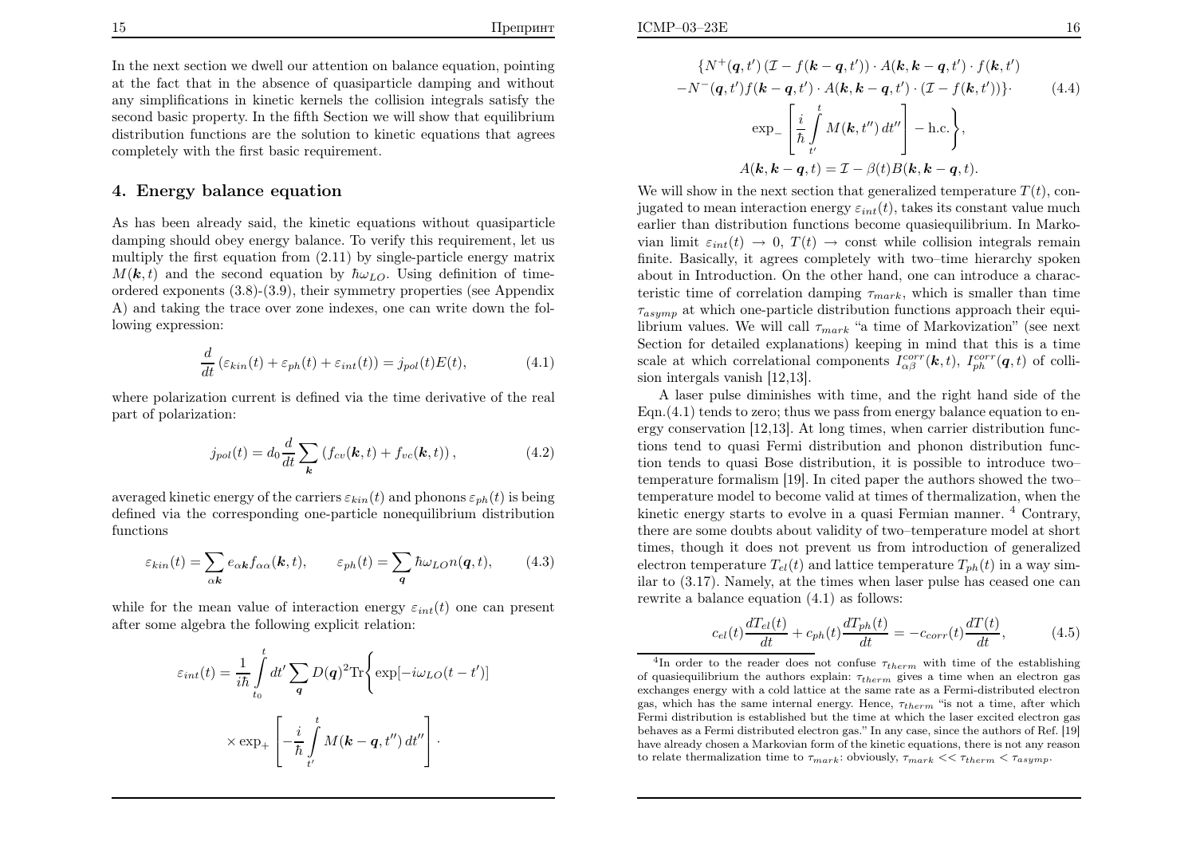In the next section we dwell our attention on balance equation, pointing at the fact that in the absence of quasiparticle damping and without any simplifications in kinetic kernels the collision integrals satisfy the second basic property. In the fifth Section we will show that equilibrium distribution functions are the solution to kinetic equations that agrees completely with the first basic requirement.

## 4. Energy balance equation

As has been already said, the kinetic equations without quasiparticle damping should obey energy balance. To verify this requirement, let us multiply the first equation from (2.11) by single-particle energy matrix $M(\boldsymbol{k}, t)$ and the second equation by $\hbar\omega_{LO}$. Using definition of time-ordered exponents (3.8)-(3.9), their symmetry properties (see Appendix A) and taking the trace over zone indexes, one can write down the following expression:

$$\frac{d}{dt}\left(\varepsilon_{kin}(t) + \varepsilon_{ph}(t) + \varepsilon_{int}(t)\right) = j_{pol}(t)E(t), \tag{4.1}$$

where polarization current is defined via the time derivative of the real part of polarization:

$$j_{pol}(t) = d_0 \frac{d}{dt} \sum_{\boldsymbol{k}} \left(f_{cv}(\boldsymbol{k}, t) + f_{vc}(\boldsymbol{k}, t)\right), \tag{4.2}$$

averaged kinetic energy of the carriers $\varepsilon_{kin}(t)$ and phonons $\varepsilon_{ph}(t)$ is being defined via the corresponding one-particle nonequilibrium distribution functions

$$\varepsilon_{kin}(t) = \sum_{\alpha\boldsymbol{k}} e_{\alpha\boldsymbol{k}} f_{\alpha\alpha}(\boldsymbol{k}, t), \qquad \varepsilon_{ph}(t) = \sum_{\boldsymbol{q}} \hbar\omega_{LO} n(\boldsymbol{q}, t), \tag{4.3}$$

while for the mean value of interaction energy $\varepsilon_{int}(t)$ one can present after some algebra the following explicit relation:

$$\begin{aligned}
\varepsilon_{int}(t) = \frac{1}{i\hbar} \int\limits_{t_0}^{t} dt' \sum_{\boldsymbol{q}} D(\boldsymbol{q})^2 \mathrm{Tr} \Bigg\{ & \exp[-i\omega_{LO}(t - t')] \\
& \times \exp_+ \left[ -\frac{i}{\hbar} \int\limits_{t'}^{t} M(\boldsymbol{k} - \boldsymbol{q}, t'')\, dt'' \right] \cdot \\
& \{N^+(\boldsymbol{q}, t')\left(\mathcal{I} - f(\boldsymbol{k} - \boldsymbol{q}, t')\right) \cdot A(\boldsymbol{k}, \boldsymbol{k} - \boldsymbol{q}, t') \cdot f(\boldsymbol{k}, t') \\
& - N^-(\boldsymbol{q}, t') f(\boldsymbol{k} - \boldsymbol{q}, t') \cdot A(\boldsymbol{k}, \boldsymbol{k} - \boldsymbol{q}, t') \cdot \left(\mathcal{I} - f(\boldsymbol{k}, t')\right)\} \cdot \\
& \exp_- \left[ \frac{i}{\hbar} \int\limits_{t'}^{t} M(\boldsymbol{k}, t'')\, dt'' \right] - \text{h.c.} \Bigg\},
\end{aligned} \tag{4.4}$$

$$A(\boldsymbol{k}, \boldsymbol{k} - \boldsymbol{q}, t) = \mathcal{I} - \beta(t) B(\boldsymbol{k}, \boldsymbol{k} - \boldsymbol{q}, t).$$

We will show in the next section that generalized temperature $T(t)$, conjugated to mean interaction energy $\varepsilon_{int}(t)$, takes its constant value much earlier than distribution functions become quasiequilibrium. In Markovian limit $\varepsilon_{int}(t) \to 0$, $T(t) \to$ const while collision integrals remain finite. Basically, it agrees completely with two–time hierarchy spoken about in Introduction. On the other hand, one can introduce a characteristic time of correlation damping $\tau_{mark}$, which is smaller than time $\tau_{asymp}$ at which one-particle distribution functions approach their equilibrium values. We will call $\tau_{mark}$ "a time of Markovization" (see next Section for detailed explanations) keeping in mind that this is a time scale at which correlational components $I^{corr}_{\alpha\beta}(\boldsymbol{k}, t)$, $I^{corr}_{ph}(\boldsymbol{q}, t)$ of collision intergals vanish [12,13].

A laser pulse diminishes with time, and the right hand side of the Eqn.(4.1) tends to zero; thus we pass from energy balance equation to energy conservation [12,13]. At long times, when carrier distribution functions tend to quasi Fermi distribution and phonon distribution function tends to quasi Bose distribution, it is possible to introduce two–temperature formalism [19]. In cited paper the authors showed the two–temperature model to become valid at times of thermalization, when the kinetic energy starts to evolve in a quasi Fermian manner. [4] Contrary, there are some doubts about validity of two–temperature model at short times, though it does not prevent us from introduction of generalized electron temperature $T_{el}(t)$ and lattice temperature $T_{ph}(t)$ in a way similar to (3.17). Namely, at the times when laser pulse has ceased one can rewrite a balance equation (4.1) as follows:

$$c_{el}(t)\frac{dT_{el}(t)}{dt} + c_{ph}(t)\frac{dT_{ph}(t)}{dt} = -c_{corr}(t)\frac{dT(t)}{dt}, \tag{4.5}$$

[4] In order to the reader does not confuse $\tau_{therm}$ with time of the establishing of quasiequilibrium the authors explain: $\tau_{therm}$ gives a time when an electron gas exchanges energy with a cold lattice at the same rate as a Fermi-distributed electron gas, which has the same internal energy. Hence, $\tau_{therm}$ "is not a time, after which Fermi distribution is established but the time at which the laser excited electron gas behaves as a Fermi distributed electron gas." In any case, since the authors of Ref. [19] have already chosen a Markovian form of the kinetic equations, there is not any reason to relate thermalization time to $\tau_{mark}$: obviously, $\tau_{mark} << \tau_{therm} < \tau_{asymp}$.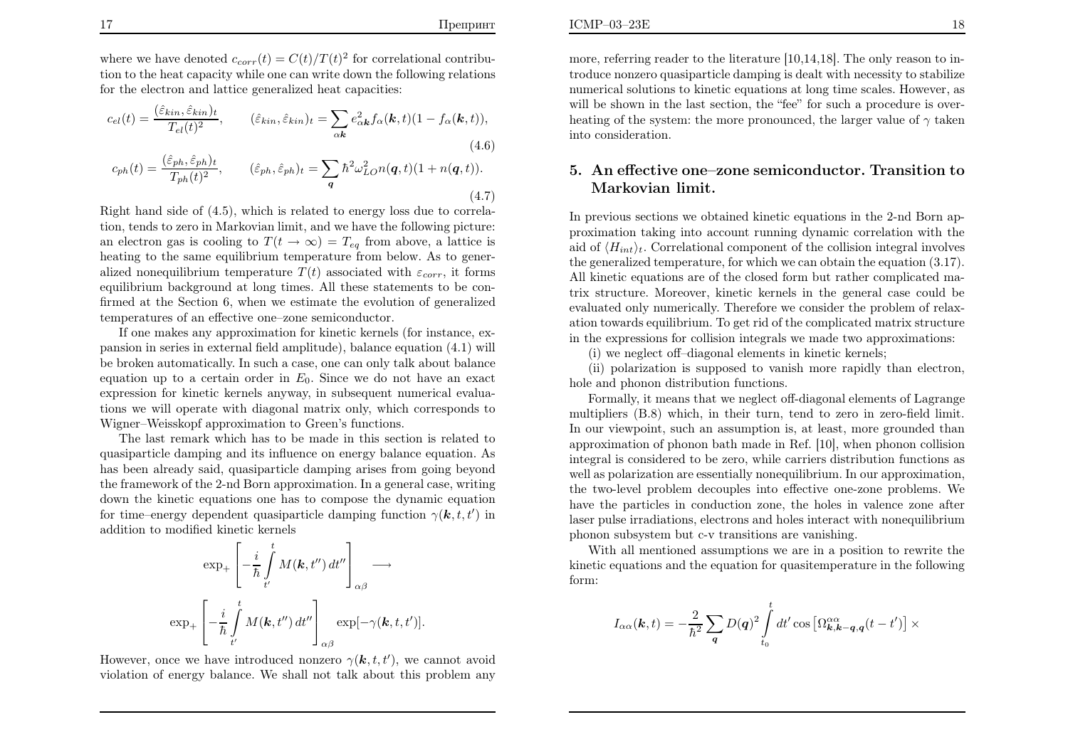where we have denoted $c_{corr}(t) = C(t)/T(t)^2$ for correlational contribution to the heat capacity while one can write down the following relations for the electron and lattice generalized heat capacities:

$$c_{el}(t) = \frac{(\hat{\varepsilon}_{kin}, \hat{\varepsilon}_{kin})_t}{T_{el}(t)^2}, \qquad (\hat{\varepsilon}_{kin}, \hat{\varepsilon}_{kin})_t = \sum_{\alpha \boldsymbol{k}} e^2_{\alpha \boldsymbol{k}} f_\alpha(\boldsymbol{k}, t)(1 - f_\alpha(\boldsymbol{k}, t)), \tag{4.6}$$

$$c_{ph}(t) = \frac{(\hat{\varepsilon}_{ph}, \hat{\varepsilon}_{ph})_t}{T_{ph}(t)^2}, \qquad (\hat{\varepsilon}_{ph}, \hat{\varepsilon}_{ph})_t = \sum_{\boldsymbol{q}} \hbar^2 \omega^2_{LO} n(\boldsymbol{q}, t)(1 + n(\boldsymbol{q}, t)). \tag{4.7}$$

Right hand side of (4.5), which is related to energy loss due to correlation, tends to zero in Markovian limit, and we have the following picture: an electron gas is cooling to $T(t \to \infty) = T_{eq}$ from above, a lattice is heating to the same equilibrium temperature from below. As to generalized nonequilibrium temperature $T(t)$ associated with $\varepsilon_{corr}$, it forms equilibrium background at long times. All these statements to be confirmed at the Section 6, when we estimate the evolution of generalized temperatures of an effective one–zone semiconductor.

If one makes any approximation for kinetic kernels (for instance, expansion in series in external field amplitude), balance equation (4.1) will be broken automatically. In such a case, one can only talk about balance equation up to a certain order in $E_0$. Since we do not have an exact expression for kinetic kernels anyway, in subsequent numerical evaluations we will operate with diagonal matrix only, which corresponds to Wigner–Weisskopf approximation to Green's functions.

The last remark which has to be made in this section is related to quasiparticle damping and its influence on energy balance equation. As has been already said, quasiparticle damping arises from going beyond the framework of the 2-nd Born approximation. In a general case, writing down the kinetic equations one has to compose the dynamic equation for time–energy dependent quasiparticle damping function $\gamma(\boldsymbol{k}, t, t')$ in addition to modified kinetic kernels

$$\exp_+ \left[ -\frac{i}{\hbar} \int\limits_{t'}^{t} M(\boldsymbol{k}, t'')\, dt'' \right]_{\alpha\beta} \longrightarrow$$

$$\exp_+ \left[ -\frac{i}{\hbar} \int\limits_{t'}^{t} M(\boldsymbol{k}, t'')\, dt'' \right]_{\alpha\beta} \exp[-\gamma(\boldsymbol{k}, t, t')].$$

However, once we have introduced nonzero $\gamma(\boldsymbol{k}, t, t')$, we cannot avoid violation of energy balance. We shall not talk about this problem any more, referring reader to the literature [10,14,18]. The only reason to introduce nonzero quasiparticle damping is dealt with necessity to stabilize numerical solutions to kinetic equations at long time scales. However, as will be shown in the last section, the "fee" for such a procedure is overheating of the system: the more pronounced, the larger value of $\gamma$ taken into consideration.

## 5. An effective one–zone semiconductor. Transition to Markovian limit.

In previous sections we obtained kinetic equations in the 2-nd Born approximation taking into account running dynamic correlation with the aid of $\langle H_{int} \rangle_t$. Correlational component of the collision integral involves the generalized temperature, for which we can obtain the equation (3.17). All kinetic equations are of the closed form but rather complicated matrix structure. Moreover, kinetic kernels in the general case could be evaluated only numerically. Therefore we consider the problem of relaxation towards equilibrium. To get rid of the complicated matrix structure in the expressions for collision integrals we made two approximations:

(i) we neglect off–diagonal elements in kinetic kernels;

(ii) polarization is supposed to vanish more rapidly than electron, hole and phonon distribution functions.

Formally, it means that we neglect off-diagonal elements of Lagrange multipliers (B.8) which, in their turn, tend to zero in zero-field limit. In our viewpoint, such an assumption is, at least, more grounded than approximation of phonon bath made in Ref. [10], when phonon collision integral is considered to be zero, while carriers distribution functions as well as polarization are essentially nonequilibrium. In our approximation, the two-level problem decouples into effective one-zone problems. We have the particles in conduction zone, the holes in valence zone after laser pulse irradiations, electrons and holes interact with nonequilibrium phonon subsystem but c-v transitions are vanishing.

With all mentioned assumptions we are in a position to rewrite the kinetic equations and the equation for quasitemperature in the following form:

$$I_{\alpha\alpha}(\boldsymbol{k}, t) = -\frac{2}{\hbar^2} \sum_{\boldsymbol{q}} D(\boldsymbol{q})^2 \int\limits_{t_0}^{t} dt' \cos\left[\Omega^{\alpha\alpha}_{\boldsymbol{k},\boldsymbol{k}-\boldsymbol{q},\boldsymbol{q}}(t - t')\right] \times$$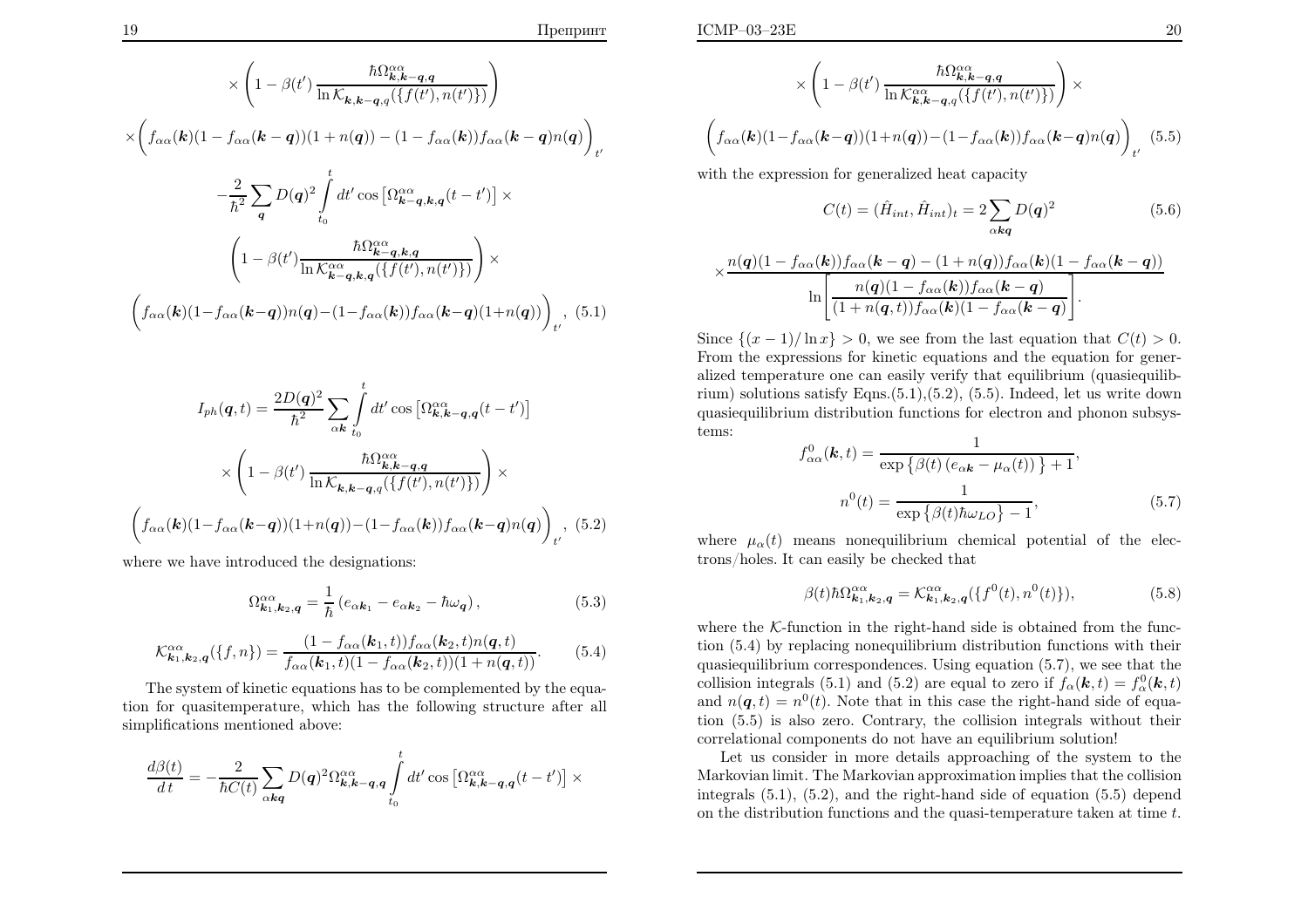$$\times \left(1 - \beta(t') \frac{\hbar \Omega^{\alpha\alpha}_{\boldsymbol{k},\boldsymbol{k}-\boldsymbol{q},\boldsymbol{q}}}{\ln \mathcal{K}_{\boldsymbol{k},\boldsymbol{k}-\boldsymbol{q},q}(\{f(t'), n(t')\})}\right)$$

$$\times \left( f_{\alpha\alpha}(\boldsymbol{k})(1 - f_{\alpha\alpha}(\boldsymbol{k}-\boldsymbol{q}))(1 + n(\boldsymbol{q})) - (1 - f_{\alpha\alpha}(\boldsymbol{k})) f_{\alpha\alpha}(\boldsymbol{k}-\boldsymbol{q}) n(\boldsymbol{q}) \right)_{t'}$$

$$-\frac{2}{\hbar^2} \sum_{\boldsymbol{q}} D(\boldsymbol{q})^2 \int\limits_{t_0}^{t} dt' \cos\left[\Omega^{\alpha\alpha}_{\boldsymbol{k}-\boldsymbol{q},\boldsymbol{k},\boldsymbol{q}}(t-t')\right] \times$$

$$\left(1 - \beta(t') \frac{\hbar \Omega^{\alpha\alpha}_{\boldsymbol{k}-\boldsymbol{q},\boldsymbol{k},\boldsymbol{q}}}{\ln \mathcal{K}^{\alpha\alpha}_{\boldsymbol{k}-\boldsymbol{q},\boldsymbol{k},\boldsymbol{q}}(\{f(t'), n(t')\})}\right) \times$$

$$\left( f_{\alpha\alpha}(\boldsymbol{k})(1 - f_{\alpha\alpha}(\boldsymbol{k}-\boldsymbol{q})) n(\boldsymbol{q}) - (1 - f_{\alpha\alpha}(\boldsymbol{k})) f_{\alpha\alpha}(\boldsymbol{k}-\boldsymbol{q})(1 + n(\boldsymbol{q})) \right)_{t'}, \quad (5.1)$$

$$I_{ph}(\boldsymbol{q}, t) = \frac{2D(\boldsymbol{q})^2}{\hbar^2} \sum_{\alpha \boldsymbol{k}} \int\limits_{t_0}^{t} dt' \cos\left[\Omega^{\alpha\alpha}_{\boldsymbol{k},\boldsymbol{k}-\boldsymbol{q},\boldsymbol{q}}(t-t')\right]$$

$$\times \left(1 - \beta(t') \frac{\hbar \Omega^{\alpha\alpha}_{\boldsymbol{k},\boldsymbol{k}-\boldsymbol{q},\boldsymbol{q}}}{\ln \mathcal{K}_{\boldsymbol{k},\boldsymbol{k}-\boldsymbol{q},q}(\{f(t'), n(t')\})}\right) \times$$

$$\left( f_{\alpha\alpha}(\boldsymbol{k})(1 - f_{\alpha\alpha}(\boldsymbol{k}-\boldsymbol{q}))(1 + n(\boldsymbol{q})) - (1 - f_{\alpha\alpha}(\boldsymbol{k})) f_{\alpha\alpha}(\boldsymbol{k}-\boldsymbol{q}) n(\boldsymbol{q}) \right)_{t'}, \quad (5.2)$$

where we have introduced the designations:

$$\Omega^{\alpha\alpha}_{\boldsymbol{k}_1,\boldsymbol{k}_2,\boldsymbol{q}} = \frac{1}{\hbar}\left(e_{\alpha \boldsymbol{k}_1} - e_{\alpha \boldsymbol{k}_2} - \hbar\omega_{\boldsymbol{q}}\right), \quad (5.3)$$

$$\mathcal{K}^{\alpha\alpha}_{\boldsymbol{k}_1,\boldsymbol{k}_2,\boldsymbol{q}}(\{f, n\}) = \frac{(1 - f_{\alpha\alpha}(\boldsymbol{k}_1, t)) f_{\alpha\alpha}(\boldsymbol{k}_2, t) n(\boldsymbol{q}, t)}{f_{\alpha\alpha}(\boldsymbol{k}_1, t)(1 - f_{\alpha\alpha}(\boldsymbol{k}_2, t))(1 + n(\boldsymbol{q}, t))}. \quad (5.4)$$

The system of kinetic equations has to be complemented by the equation for quasitemperature, which has the following structure after all simplifications mentioned above:

$$\frac{d\beta(t)}{d\,t} = -\frac{2}{\hbar C(t)} \sum_{\alpha \boldsymbol{k} \boldsymbol{q}} D(\boldsymbol{q})^2 \Omega^{\alpha\alpha}_{\boldsymbol{k},\boldsymbol{k}-\boldsymbol{q},\boldsymbol{q}} \int\limits_{t_0}^{t} dt' \cos\left[\Omega^{\alpha\alpha}_{\boldsymbol{k},\boldsymbol{k}-\boldsymbol{q},\boldsymbol{q}}(t-t')\right] \times$$

$$\times \left(1 - \beta(t') \frac{\hbar \Omega^{\alpha\alpha}_{\boldsymbol{k},\boldsymbol{k}-\boldsymbol{q},\boldsymbol{q}}}{\ln \mathcal{K}^{\alpha\alpha}_{\boldsymbol{k},\boldsymbol{k}-\boldsymbol{q},q}(\{f(t'), n(t')\})}\right) \times$$

$$\left( f_{\alpha\alpha}(\boldsymbol{k})(1 - f_{\alpha\alpha}(\boldsymbol{k}-\boldsymbol{q}))(1 + n(\boldsymbol{q})) - (1 - f_{\alpha\alpha}(\boldsymbol{k})) f_{\alpha\alpha}(\boldsymbol{k}-\boldsymbol{q}) n(\boldsymbol{q}) \right)_{t'} \quad (5.5)$$

with the expression for generalized heat capacity

$$C(t) = (\hat{H}_{int}, \hat{H}_{int})_t = 2 \sum_{\alpha \boldsymbol{k} \boldsymbol{q}} D(\boldsymbol{q})^2 \quad (5.6)$$

$$\times \frac{n(\boldsymbol{q})(1 - f_{\alpha\alpha}(\boldsymbol{k})) f_{\alpha\alpha}(\boldsymbol{k}-\boldsymbol{q}) - (1 + n(\boldsymbol{q})) f_{\alpha\alpha}(\boldsymbol{k})(1 - f_{\alpha\alpha}(\boldsymbol{k}-\boldsymbol{q}))}{\ln\left[\dfrac{n(\boldsymbol{q})(1 - f_{\alpha\alpha}(\boldsymbol{k})) f_{\alpha\alpha}(\boldsymbol{k}-\boldsymbol{q})}{(1 + n(\boldsymbol{q}, t)) f_{\alpha\alpha}(\boldsymbol{k})(1 - f_{\alpha\alpha}(\boldsymbol{k}-\boldsymbol{q})}\right]}.$$

Since $\{(x-1)/\ln x\} > 0$, we see from the last equation that $C(t) > 0$. From the expressions for kinetic equations and the equation for generalized temperature one can easily verify that equilibrium (quasiequilibrium) solutions satisfy Eqns.(5.1),(5.2), (5.5). Indeed, let us write down quasiequilibrium distribution functions for electron and phonon subsystems:

$$f^0_{\alpha\alpha}(\boldsymbol{k}, t) = \frac{1}{\exp\left\{\beta(t)\left(e_{\alpha \boldsymbol{k}} - \mu_\alpha(t)\right)\right\} + 1},$$

$$n^0(t) = \frac{1}{\exp\left\{\beta(t)\hbar\omega_{LO}\right\} - 1}, \quad (5.7)$$

where $\mu_\alpha(t)$ means nonequilibrium chemical potential of the electrons/holes. It can easily be checked that

$$\beta(t)\hbar\Omega^{\alpha\alpha}_{\boldsymbol{k}_1,\boldsymbol{k}_2,\boldsymbol{q}} = \mathcal{K}^{\alpha\alpha}_{\boldsymbol{k}_1,\boldsymbol{k}_2,\boldsymbol{q}}(\{f^0(t), n^0(t)\}), \quad (5.8)$$

where the $\mathcal{K}$-function in the right-hand side is obtained from the function (5.4) by replacing nonequilibrium distribution functions with their quasiequilibrium correspondences. Using equation (5.7), we see that the collision integrals (5.1) and (5.2) are equal to zero if $f_\alpha(\boldsymbol{k}, t) = f^0_\alpha(\boldsymbol{k}, t)$ and $n(\boldsymbol{q}, t) = n^0(t)$. Note that in this case the right-hand side of equation (5.5) is also zero. Contrary, the collision integrals without their correlational components do not have an equilibrium solution!

Let us consider in more details approaching of the system to the Markovian limit. The Markovian approximation implies that the collision integrals (5.1), (5.2), and the right-hand side of equation (5.5) depend on the distribution functions and the quasi-temperature taken at time $t$.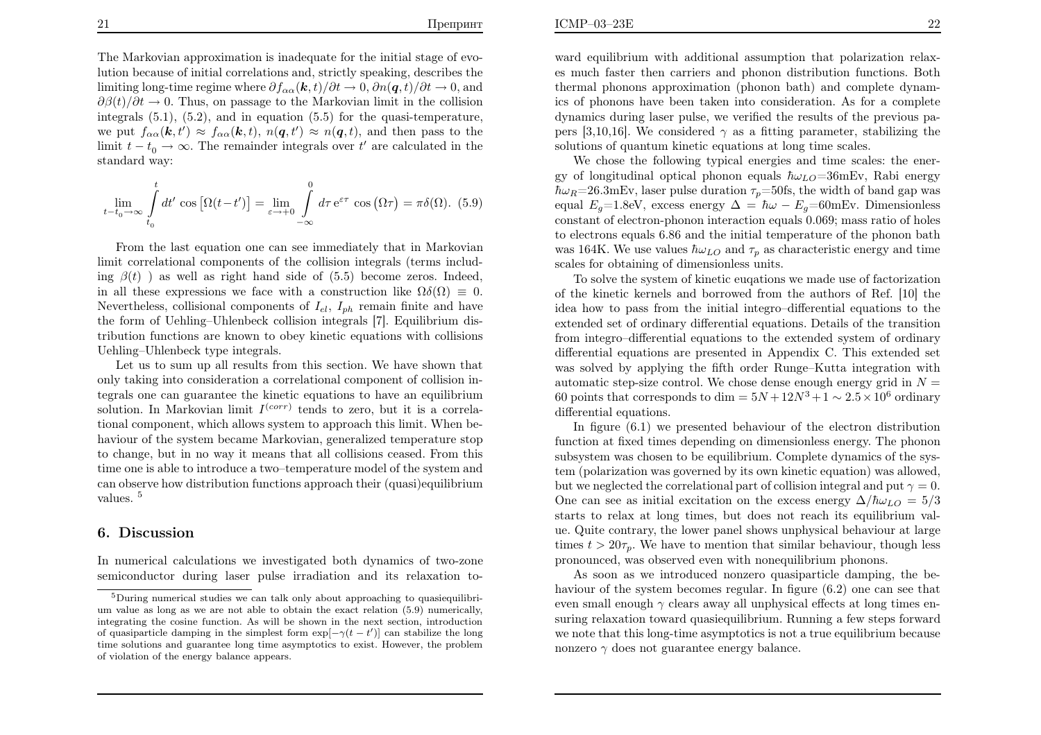The Markovian approximation is inadequate for the initial stage of evolution because of initial correlations and, strictly speaking, describes the limiting long-time regime where $\partial f_{\alpha\alpha}(\boldsymbol{k},t)/\partial t \to 0$, $\partial n(\boldsymbol{q},t)/\partial t \to 0$, and $\partial\beta(t)/\partial t \to 0$. Thus, on passage to the Markovian limit in the collision integrals (5.1), (5.2), and in equation (5.5) for the quasi-temperature, we put $f_{\alpha\alpha}(\boldsymbol{k},t') \approx f_{\alpha\alpha}(\boldsymbol{k},t)$, $n(\boldsymbol{q},t') \approx n(\boldsymbol{q},t)$, and then pass to the limit $t-t_0 \to \infty$. The remainder integrals over $t'$ are calculated in the standard way:

$$\lim_{t-t_0\to\infty} \int\limits_{t_0}^{t} dt' \cos\left[\Omega(t-t')\right] = \lim_{\varepsilon\to+0} \int\limits_{-\infty}^{0} d\tau\, e^{\varepsilon\tau} \cos\left(\Omega\tau\right) = \pi\delta(\Omega). \quad (5.9)$$

From the last equation one can see immediately that in Markovian limit correlational components of the collision integrals (terms including $\beta(t)$ ) as well as right hand side of (5.5) become zeros. Indeed, in all these expressions we face with a construction like $\Omega\delta(\Omega) \equiv 0$. Nevertheless, collisional components of $I_{el}$, $I_{ph}$ remain finite and have the form of Uehling–Uhlenbeck collision integrals [7]. Equilibrium distribution functions are known to obey kinetic equations with collisions Uehling–Uhlenbeck type integrals.

Let us to sum up all results from this section. We have shown that only taking into consideration a correlational component of collision integrals one can guarantee the kinetic equations to have an equilibrium solution. In Markovian limit $I^{(corr)}$ tends to zero, but it is a correlational component, which allows system to approach this limit. When behaviour of the system became Markovian, generalized temperature stop to change, but in no way it means that all collisions ceased. From this time one is able to introduce a two–temperature model of the system and can observe how distribution functions approach their (quasi)equilibrium values. [5]

[5] During numerical studies we can talk only about approaching to quasiequilibrium value as long as we are not able to obtain the exact relation (5.9) numerically, integrating the cosine function. As will be shown in the next section, introduction of quasiparticle damping in the simplest form $\exp[-\gamma(t-t')]$ can stabilize the long time solutions and guarantee long time asymptotics to exist. However, the problem of violation of the energy balance appears.

## 6. Discussion

In numerical calculations we investigated both dynamics of two-zone semiconductor during laser pulse irradiation and its relaxation toward equilibrium with additional assumption that polarization relaxes much faster then carriers and phonon distribution functions. Both thermal phonons approximation (phonon bath) and complete dynamics of phonons have been taken into consideration. As for a complete dynamics during laser pulse, we verified the results of the previous papers [3,10,16]. We considered $\gamma$ as a fitting parameter, stabilizing the solutions of quantum kinetic equations at long time scales.

We chose the following typical energies and time scales: the energy of longitudinal optical phonon equals $\hbar\omega_{LO}$=36mEv, Rabi energy $\hbar\omega_R$=26.3mEv, laser pulse duration $\tau_p$=50fs, the width of band gap was equal $E_g$=1.8eV, excess energy $\Delta = \hbar\omega - E_g$=60mEv. Dimensionless constant of electron-phonon interaction equals 0.069; mass ratio of holes to electrons equals 6.86 and the initial temperature of the phonon bath was 164K. We use values $\hbar\omega_{LO}$ and $\tau_p$ as characteristic energy and time scales for obtaining of dimensionless units.

To solve the system of kinetic euqations we made use of factorization of the kinetic kernels and borrowed from the authors of Ref. [10] the idea how to pass from the initial integro–differential equations to the extended set of ordinary differential equations. Details of the transition from integro–differential equations to the extended system of ordinary differential equations are presented in Appendix C. This extended set was solved by applying the fifth order Runge–Kutta integration with automatic step-size control. We chose dense enough energy grid in $N$ = 60 points that corresponds to $\dim = 5N + 12N^3 + 1 \sim 2.5 \times 10^6$ ordinary differential equations.

In figure (6.1) we presented behaviour of the electron distribution function at fixed times depending on dimensionless energy. The phonon subsystem was chosen to be equilibrium. Complete dynamics of the system (polarization was governed by its own kinetic equation) was allowed, but we neglected the correlational part of collision integral and put $\gamma = 0$. One can see as initial excitation on the excess energy $\Delta/\hbar\omega_{LO} = 5/3$ starts to relax at long times, but does not reach its equilibrium value. Quite contrary, the lower panel shows unphysical behaviour at large times $t > 20\tau_p$. We have to mention that similar behaviour, though less pronounced, was observed even with nonequilibrium phonons.

As soon as we introduced nonzero quasiparticle damping, the behaviour of the system becomes regular. In figure (6.2) one can see that even small enough $\gamma$ clears away all unphysical effects at long times ensuring relaxation toward quasiequilibrium. Running a few steps forward we note that this long-time asymptotics is not a true equilibrium because nonzero $\gamma$ does not guarantee energy balance.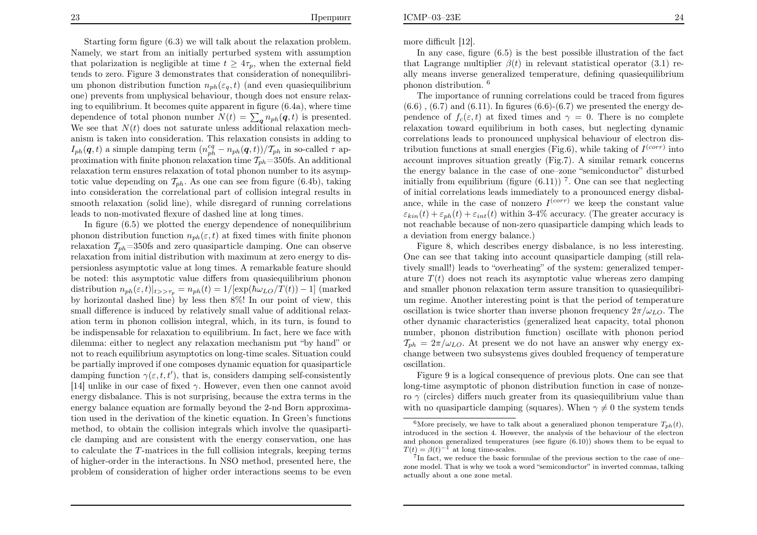Starting form figure (6.3) we will talk about the relaxation problem. Namely, we start from an initially perturbed system with assumption that polarization is negligible at time $t \geq 4\tau_p$, when the external field tends to zero. Figure 3 demonstrates that consideration of nonequilibrium phonon distribution function $n_{ph}(\varepsilon_q, t)$ (and even quasiequilibrium one) prevents from unphysical behaviour, though does not ensure relaxing to equilibrium. It becomes quite apparent in figure (6.4a), where time dependence of total phonon number $N(t) = \sum_{\boldsymbol{q}} n_{ph}(\boldsymbol{q}, t)$ is presented. We see that $N(t)$ does not saturate unless additional relaxation mechanism is taken into consideration. This relaxation consists in adding to $I_{ph}(\boldsymbol{q}, t)$ a simple damping term $(n_{ph}^{eq} - n_{ph}(\boldsymbol{q}, t))/\mathcal{T}_{ph}$ in so-called $\tau$ approximation with finite phonon relaxation time $\mathcal{T}_{ph}$=350fs. An additional relaxation term ensures relaxation of total phonon number to its asymptotic value depending on $\mathcal{T}_{ph}$. As one can see from figure (6.4b), taking into consideration the correlational part of collision integral results in smooth relaxation (solid line), while disregard of running correlations leads to non-motivated flexure of dashed line at long times.

In figure (6.5) we plotted the energy dependence of nonequilibrium phonon distribution function $n_{ph}(\varepsilon, t)$ at fixed times with finite phonon relaxation $\mathcal{T}_{ph}$=350fs and zero quasiparticle damping. One can observe relaxation from initial distribution with maximum at zero energy to dispersionless asymptotic value at long times. A remarkable feature should be noted: this asymptotic value differs from quasiequilibrium phonon distribution $n_{ph}(\varepsilon, t)|_{t>>\tau_p} = n_{ph}(t) = 1/[\exp(\hbar\omega_{LO}/T(t)) - 1]$ (marked by horizontal dashed line) by less then 8%! In our point of view, this small difference is induced by relatively small value of additional relaxation term in phonon collision integral, which, in its turn, is found to be indispensable for relaxation to equilibrium. In fact, here we face with dilemma: either to neglect any relaxation mechanism put "by hand" or not to reach equilibrium asymptotics on long-time scales. Situation could be partially improved if one composes dynamic equation for quasiparticle damping function $\gamma(\varepsilon, t, t')$, that is, considers damping self-consistently [14] unlike in our case of fixed $\gamma$. However, even then one cannot avoid energy disbalance. This is not surprising, because the extra terms in the energy balance equation are formally beyond the 2-nd Born approximation used in the derivation of the kinetic equation. In Green's functions method, to obtain the collision integrals which involve the quasiparticle damping and are consistent with the energy conservation, one has to calculate the $T$-matrices in the full collision integrals, keeping terms of higher-order in the interactions. In NSO method, presented here, the problem of consideration of higher order interactions seems to be even more difficult [12].

In any case, figure (6.5) is the best possible illustration of the fact that Lagrange multiplier $\beta(t)$ in relevant statistical operator (3.1) really means inverse generalized temperature, defining quasiequilibrium phonon distribution. [6]

The importance of running correlations could be traced from figures (6.6) , (6.7) and (6.11). In figures (6.6)-(6.7) we presented the energy dependence of $f_c(\varepsilon, t)$ at fixed times and $\gamma = 0$. There is no complete relaxation toward equilibrium in both cases, but neglecting dynamic correlations leads to pronounced unphysical behaviour of electron distribution functions at small energies (Fig.6), while taking of $I^{(corr)}$ into account improves situation greatly (Fig.7). A similar remark concerns the energy balance in the case of one–zone "semiconductor" disturbed initially from equilibrium (figure (6.11)) [7]. One can see that neglecting of initial correlations leads immediately to a pronounced energy disbalance, while in the case of nonzero $I^{(corr)}$ we keep the constant value $\varepsilon_{kin}(t) + \varepsilon_{ph}(t) + \varepsilon_{int}(t)$ within 3-4% accuracy. (The greater accuracy is not reachable because of non-zero quasiparticle damping which leads to a deviation from energy balance.)

Figure 8, which describes energy disbalance, is no less interesting. One can see that taking into account quasiparticle damping (still relatively small!) leads to "overheating" of the system: generalized temperature $T(t)$ does not reach its asymptotic value whereas zero damping and smaller phonon relaxation term assure transition to quasiequilibrium regime. Another interesting point is that the period of temperature oscillation is twice shorter than inverse phonon frequency $2\pi/\omega_{LO}$. The other dynamic characteristics (generalized heat capacity, total phonon number, phonon distribution function) oscillate with phonon period $\mathcal{T}_{ph} = 2\pi/\omega_{LO}$. At present we do not have an answer why energy exchange between two subsystems gives doubled frequency of temperature oscillation.

Figure 9 is a logical consequence of previous plots. One can see that long-time asymptotic of phonon distribution function in case of nonzero $\gamma$ (circles) differs much greater from its quasiequilibrium value than with no quasiparticle damping (squares). When $\gamma \neq 0$ the system tends

[6] More precisely, we have to talk about a generalized phonon temperature $T_{ph}(t)$, introduced in the section 4. However, the analysis of the behaviour of the electron and phonon generalized temperatures (see figure (6.10)) shows them to be equal to $T(t) = \beta(t)^{-1}$ at long time-scales.

[7] In fact, we reduce the basic formulae of the previous section to the case of one–zone model. That is why we took a word "semiconductor" in inverted commas, talking actually about a one zone metal.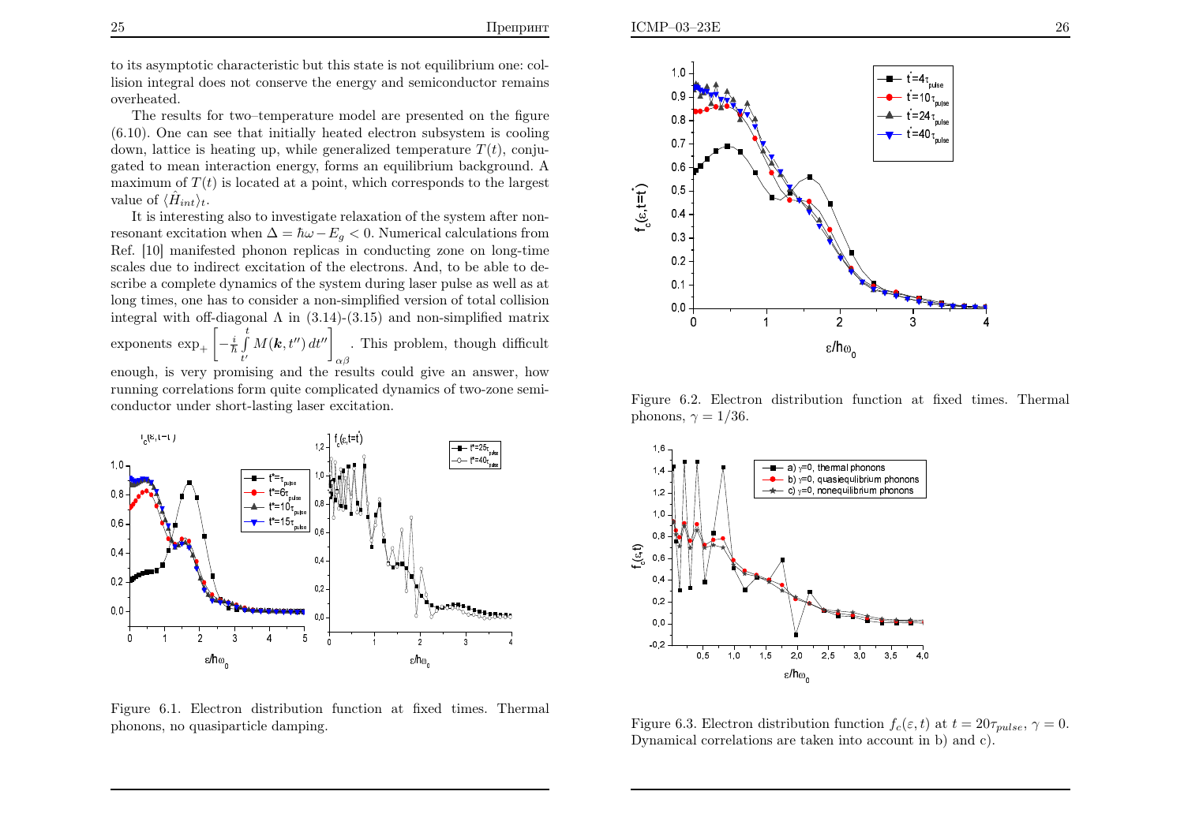to its asymptotic characteristic but this state is not equilibrium one: collision integral does not conserve the energy and semiconductor remains overheated.

The results for two–temperature model are presented on the figure (6.10). One can see that initially heated electron subsystem is cooling down, lattice is heating up, while generalized temperature $T(t)$, conjugated to mean interaction energy, forms an equilibrium background. A maximum of $T(t)$ is located at a point, which corresponds to the largest value of $\langle \hat{H}_{int} \rangle_t$.

It is interesting also to investigate relaxation of the system after non-resonant excitation when $\Delta = \hbar\omega - E_g < 0$. Numerical calculations from Ref. [10] manifested phonon replicas in conducting zone on long-time scales due to indirect excitation of the electrons. And, to be able to describe a complete dynamics of the system during laser pulse as well as at long times, one has to consider a non-simplified version of total collision integral with off-diagonal $\Lambda$ in (3.14)-(3.15) and non-simplified matrix exponents $\exp_+ \left[ -\frac{i}{\hbar} \int\limits_{t'}^{t} M(\boldsymbol{k}, t'')\, dt'' \right]_{\alpha\beta}$. This problem, though difficult enough, is very promising and the results could give an answer, how running correlations form quite complicated dynamics of two-zone semiconductor under short-lasting laser excitation.

$f_c(\varepsilon, t=t^*)$
1,0
0,8
0,6
0,4
0,2
0,0
0 1 2 3 4 5
$\varepsilon/\hbar\omega_0$
$t^*=\tau_{pulse}$
$t^*=6\tau_{pulse}$
$t^*=10\tau_{pulse}$
$t^*=15\tau_{pulse}$

$f_c(\varepsilon, t=t^*)$
1,2
1,0
0,8
0,6
0,4
0,2
0,0
0 1 2 3 4
$\varepsilon/\hbar\omega_0$
$t^*=25\tau_{pulse}$
$t^*=40\tau_{pulse}$

Figure 6.1. Electron distribution function at fixed times. Thermal phonons, no quasiparticle damping.

$f_c(\varepsilon, t=t^*)$
1.0
0.9
0.8
0.7
0.6
0.5
0.4
0.3
0.2
0.1
0.0
0 1 2 3 4
$\varepsilon/\hbar\omega_0$
$t^*=4\tau_{pulse}$
$t^*=10\tau_{pulse}$
$t^*=24\tau_{pulse}$
$t^*=40\tau_{pulse}$

Figure 6.2. Electron distribution function at fixed times. Thermal phonons, $\gamma = 1/36$.

$f_c(\varepsilon, t)$
1,6
1,4
1,2
1,0
0,8
0,6
0,4
0,2
0,0
-0,2
0,5 1,0 1,5 2,0 2,5 3,0 3,5 4,0
$\varepsilon/\hbar\omega_0$
a) $\gamma$=0, thermal phonons
b) $\gamma$=0, quasiequlibrium phonons
c) $\gamma$=0, nonequilibrium phonons

Figure 6.3. Electron distribution function $f_c(\varepsilon, t)$ at $t = 20\tau_{pulse}$, $\gamma = 0$. Dynamical correlations are taken into account in b) and c).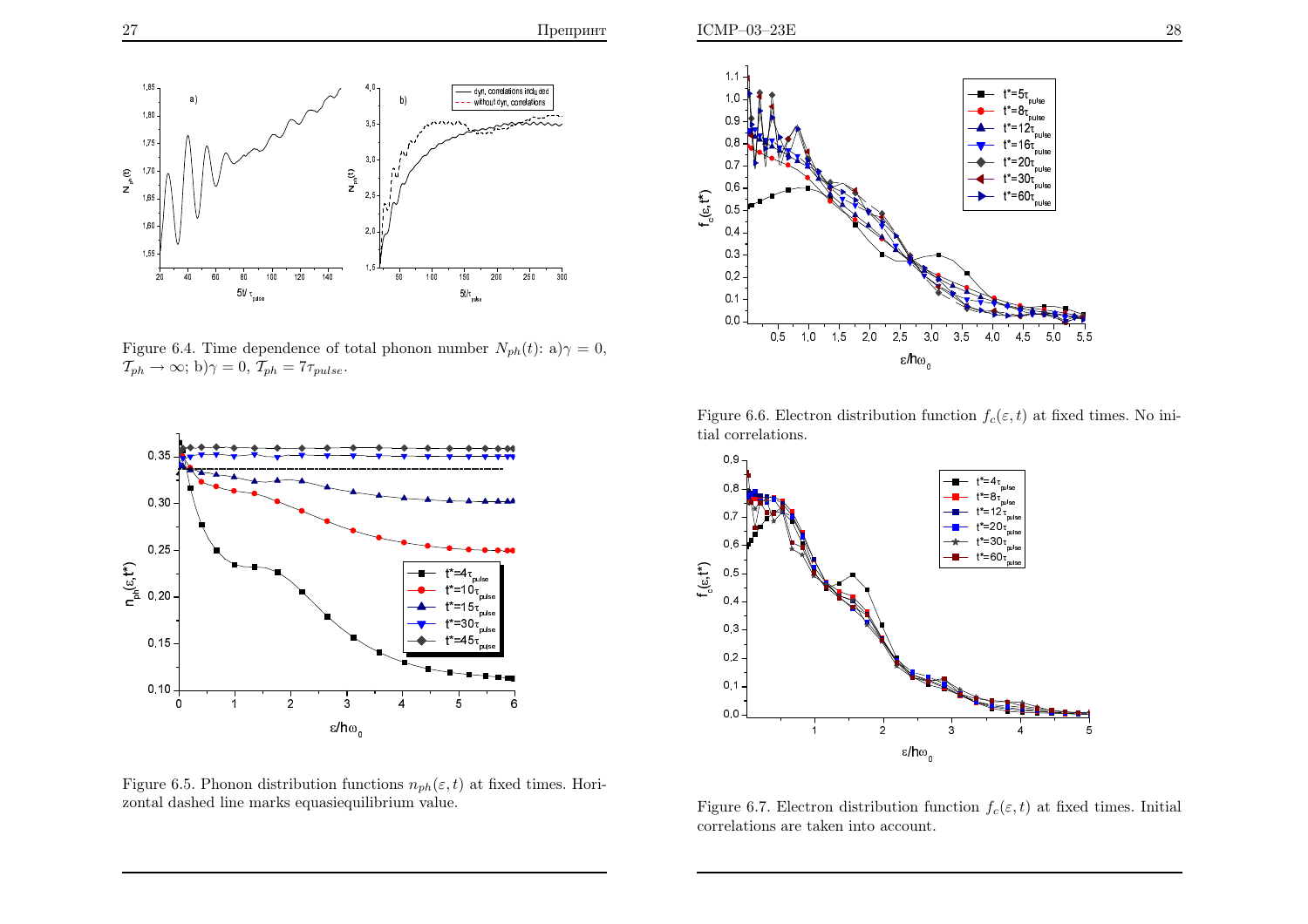a)

1,85
1,80
1,75
1,70
1,65
1,60
1,55

$N_{ph}(t)$

20 40 60 80 100 120 140

$5t/\tau_{pulse}$

b)

dyn. correlations included
without dyn. correlations

4,0
3,5
3,0
2,5
2,0
1,5

$N_{ph}(t)$

50 100 150 200 250 300

$5t/\tau_{pulse}$

Figure 6.4. Time dependence of total phonon number $N_{ph}(t)$: a)$\gamma = 0$, $\mathcal{T}_{ph} \to \infty$; b)$\gamma = 0$, $\mathcal{T}_{ph} = 7\tau_{pulse}$.

0,35
0,30
0,25
0,20
0,15
0,10

$n_{ph}(\varepsilon, t^*)$

0 1 2 3 4 5 6

$\varepsilon/\hbar\omega_0$

$t^*=4\tau_{pulse}$
$t^*=10\tau_{pulse}$
$t^*=15\tau_{pulse}$
$t^*=30\tau_{pulse}$
$t^*=45\tau_{pulse}$

Figure 6.5. Phonon distribution functions $n_{ph}(\varepsilon, t)$ at fixed times. Horizontal dashed line marks equasiequilibrium value.

1,1
1,0
0,9
0,8
0,7
0,6
0,5
0,4
0,3
0,2
0,1
0,0

$f_c(\varepsilon, t^*)$

0,5 1,0 1,5 2,0 2,5 3,0 3,5 4,0 4,5 5,0 5,5

$\varepsilon/\hbar\omega_0$

$t^*=5\tau_{pulse}$
$t^*=8\tau_{pulse}$
$t^*=12\tau_{pulse}$
$t^*=16\tau_{pulse}$
$t^*=20\tau_{pulse}$
$t^*=30\tau_{pulse}$
$t^*=60\tau_{pulse}$

Figure 6.6. Electron distribution function $f_c(\varepsilon, t)$ at fixed times. No initial correlations.

0,9
0,8
0,7
0,6
0,5
0,4
0,3
0,2
0,1
0,0

$f_c(\varepsilon, t^*)$

1 2 3 4 5

$\varepsilon/\hbar\omega_0$

$t^*=4\tau_{pulse}$
$t^*=8\tau_{pulse}$
$t^*=12\tau_{pulse}$
$t^*=20\tau_{pulse}$
$t^*=30\tau_{pulse}$
$t^*=60\tau_{pulse}$

Figure 6.7. Electron distribution function $f_c(\varepsilon, t)$ at fixed times. Initial correlations are taken into account.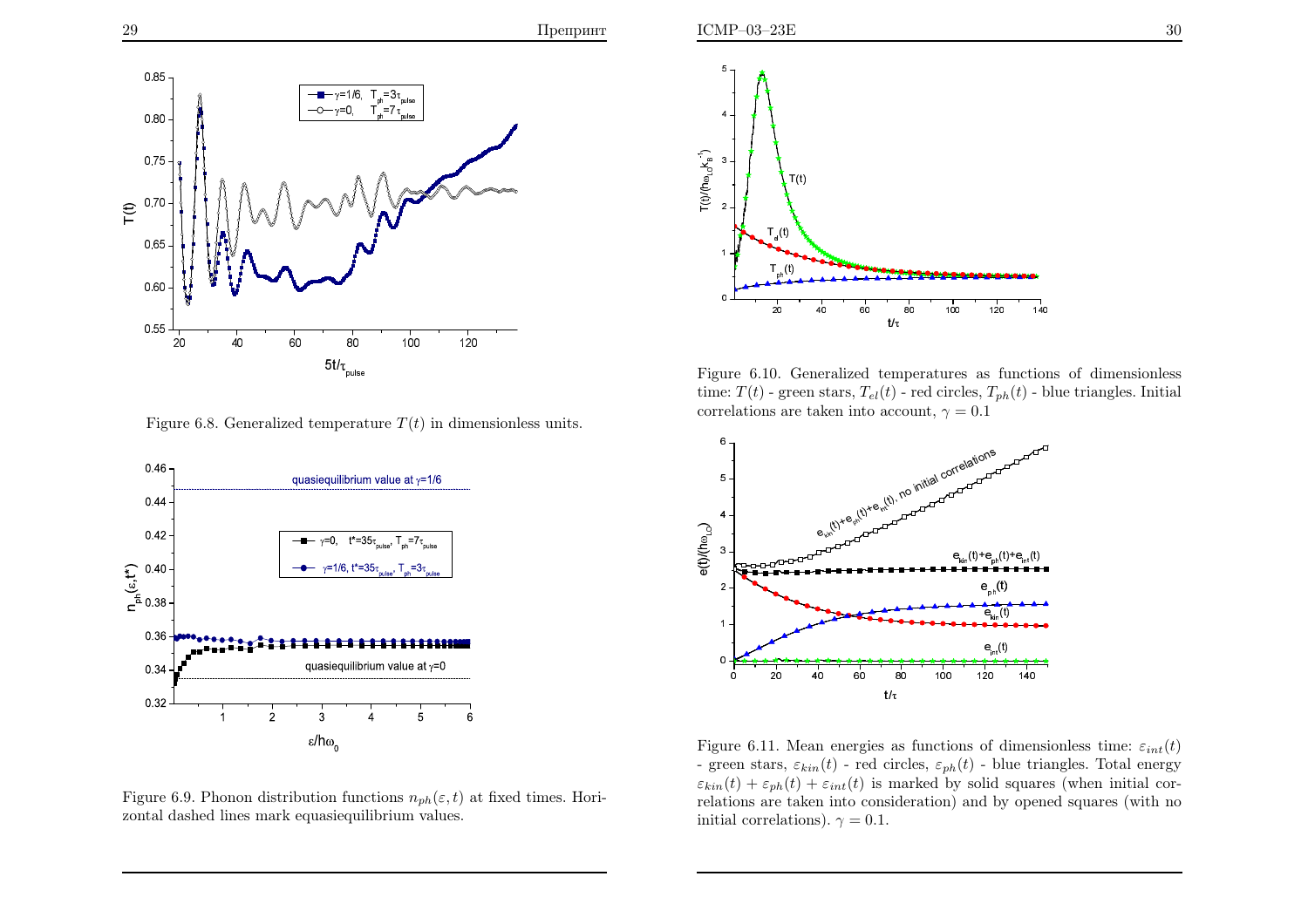0.85
0.80
0.75
0.70
0.65
0.60
0.55
T(t)
20 40 60 80 100 120
$5t/\tau_{pulse}$
$\gamma=1/6$, $T_{ph}=3\tau_{pulse}$
$\gamma=0$, $T_{ph}=7\tau_{pulse}$

Figure 6.8. Generalized temperature $T(t)$ in dimensionless units.

0.46
0.44
0.42
0.40
0.38
0.36
0.34
0.32
$n_{ph}(\varepsilon,t^*)$
1 2 3 4 5 6
$\varepsilon/h\omega_0$
quasiequilibrium value at $\gamma=1/6$
quasiequilibrium value at $\gamma=0$
$\gamma=0$, $t^*=35\tau_{pulse}$, $T_{ph}=7\tau_{pulse}$
$\gamma=1/6$, $t^*=35\tau_{pulse}$, $T_{ph}=3\tau_{pulse}$

Figure 6.9. Phonon distribution functions $n_{ph}(\varepsilon,t)$ at fixed times. Horizontal dashed lines mark equasiequilibrium values.

5
4
3
2
1
0
$T(t)/(h\omega_{LO}k_B^{-1})$
20 40 60 80 100 120 140
$t/\tau$
T(t)
$T_{el}(t)$
$T_{ph}(t)$

Figure 6.10. Generalized temperatures as functions of dimensionless time: $T(t)$ - green stars, $T_{el}(t)$ - red circles, $T_{ph}(t)$ - blue triangles. Initial correlations are taken into account, $\gamma = 0.1$

6
5
4
3
2
1
0
$e(t)/(h\omega_{LO})$
0 20 40 60 80 100 120 140
$t/\tau$
$e_{kin}(t)+e_{ph}(t)+e_{int}(t)$, no initial correlations
$e_{kin}(t)+e_{ph}(t)+e_{int}(t)$
$e_{ph}(t)$
$e_{kin}(t)$
$e_{int}(t)$

Figure 6.11. Mean energies as functions of dimensionless time: $\varepsilon_{int}(t)$ - green stars, $\varepsilon_{kin}(t)$ - red circles, $\varepsilon_{ph}(t)$ - blue triangles. Total energy $\varepsilon_{kin}(t) + \varepsilon_{ph}(t) + \varepsilon_{int}(t)$ is marked by solid squares (when initial correlations are taken into consideration) and by opened squares (with no initial correlations). $\gamma = 0.1$.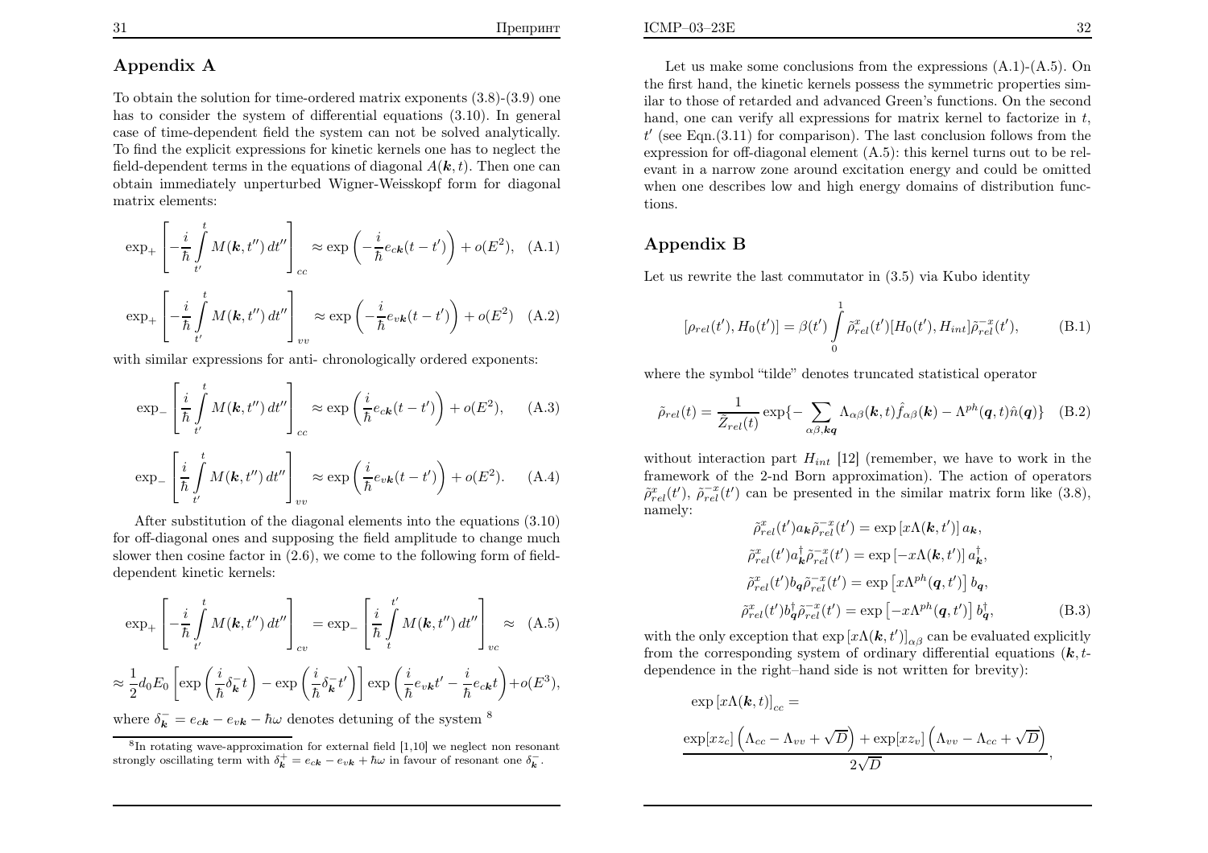## Appendix A

To obtain the solution for time-ordered matrix exponents (3.8)-(3.9) one has to consider the system of differential equations (3.10). In general case of time-dependent field the system can not be solved analytically. To find the explicit expressions for kinetic kernels one has to neglect the field-dependent terms in the equations of diagonal $A(\boldsymbol{k},t)$. Then one can obtain immediately unperturbed Wigner-Weisskopf form for diagonal matrix elements:

$$\exp_{+}\left[-\frac{i}{\hbar}\int\limits_{t'}^{t} M(\boldsymbol{k},t'')\,dt''\right]_{cc} \approx \exp\left(-\frac{i}{\hbar}e_{c\boldsymbol{k}}(t-t')\right) + o(E^2), \quad \text{(A.1)}$$

$$\exp_{+}\left[-\frac{i}{\hbar}\int\limits_{t'}^{t} M(\boldsymbol{k},t'')\,dt''\right]_{vv} \approx \exp\left(-\frac{i}{\hbar}e_{v\boldsymbol{k}}(t-t')\right) + o(E^2) \quad \text{(A.2)}$$

with similar expressions for anti- chronologically ordered exponents:

$$\exp_{-}\left[\frac{i}{\hbar}\int\limits_{t'}^{t} M(\boldsymbol{k},t'')\,dt''\right]_{cc} \approx \exp\left(\frac{i}{\hbar}e_{c\boldsymbol{k}}(t-t')\right) + o(E^2), \quad \text{(A.3)}$$

$$\exp_{-}\left[\frac{i}{\hbar}\int\limits_{t'}^{t} M(\boldsymbol{k},t'')\,dt''\right]_{vv} \approx \exp\left(\frac{i}{\hbar}e_{v\boldsymbol{k}}(t-t')\right) + o(E^2). \quad \text{(A.4)}$$

After substitution of the diagonal elements into the equations (3.10) for off-diagonal ones and supposing the field amplitude to change much slower then cosine factor in (2.6), we come to the following form of field-dependent kinetic kernels:

$$\exp_{+}\left[-\frac{i}{\hbar}\int\limits_{t'}^{t} M(\boldsymbol{k},t'')\,dt''\right]_{cv} = \exp_{-}\left[\frac{i}{\hbar}\int\limits_{t}^{t'} M(\boldsymbol{k},t'')\,dt''\right]_{vc} \approx \quad \text{(A.5)}$$

$$\approx \frac{1}{2}d_0E_0\left[\exp\left(\frac{i}{\hbar}\delta^{-}_{\boldsymbol{k}}t\right) - \exp\left(\frac{i}{\hbar}\delta^{-}_{\boldsymbol{k}}t'\right)\right]\exp\left(\frac{i}{\hbar}e_{v\boldsymbol{k}}t' - \frac{i}{\hbar}e_{c\boldsymbol{k}}t\right) + o(E^3),$$

where $\delta^{-}_{\boldsymbol{k}} = e_{c\boldsymbol{k}} - e_{v\boldsymbol{k}} - \hbar\omega$ denotes detuning of the system [8]

[8] In rotating wave-approximation for external field [1,10] we neglect non resonant strongly oscillating term with $\delta^{+}_{\boldsymbol{k}} = e_{c\boldsymbol{k}} - e_{v\boldsymbol{k}} + \hbar\omega$ in favour of resonant one $\delta^{-}_{\boldsymbol{k}}$.

Let us make some conclusions from the expressions (A.1)-(A.5). On the first hand, the kinetic kernels possess the symmetric properties similar to those of retarded and advanced Green's functions. On the second hand, one can verify all expressions for matrix kernel to factorize in $t$, $t'$ (see Eqn.(3.11) for comparison). The last conclusion follows from the expression for off-diagonal element (A.5): this kernel turns out to be relevant in a narrow zone around excitation energy and could be omitted when one describes low and high energy domains of distribution functions.

## Appendix B

Let us rewrite the last commutator in (3.5) via Kubo identity

$$[\rho_{rel}(t'), H_0(t')] = \beta(t')\int\limits_{0}^{1} \tilde{\rho}^{x}_{rel}(t')[H_0(t'), H_{int}]\tilde{\rho}^{-x}_{rel}(t'), \quad \text{(B.1)}$$

where the symbol "tilde" denotes truncated statistical operator

$$\tilde{\rho}_{rel}(t) = \frac{1}{\tilde{Z}_{rel}(t)}\exp\{-\sum_{\alpha\beta,\boldsymbol{kq}}\Lambda_{\alpha\beta}(\boldsymbol{k},t)\hat{f}_{\alpha\beta}(\boldsymbol{k}) - \Lambda^{ph}(\boldsymbol{q},t)\hat{n}(\boldsymbol{q})\} \quad \text{(B.2)}$$

without interaction part $H_{int}$ [12] (remember, we have to work in the framework of the 2-nd Born approximation). The action of operators $\tilde{\rho}^{x}_{rel}(t')$, $\tilde{\rho}^{-x}_{rel}(t')$ can be presented in the similar matrix form like (3.8), namely:

$$\begin{aligned}
\tilde{\rho}^{x}_{rel}(t')a_{\boldsymbol{k}}\tilde{\rho}^{-x}_{rel}(t') &= \exp\left[x\Lambda(\boldsymbol{k},t')\right]a_{\boldsymbol{k}},\\
\tilde{\rho}^{x}_{rel}(t')a^{\dagger}_{\boldsymbol{k}}\tilde{\rho}^{-x}_{rel}(t') &= \exp\left[-x\Lambda(\boldsymbol{k},t')\right]a^{\dagger}_{\boldsymbol{k}},\\
\tilde{\rho}^{x}_{rel}(t')b_{\boldsymbol{q}}\tilde{\rho}^{-x}_{rel}(t') &= \exp\left[x\Lambda^{ph}(\boldsymbol{q},t')\right]b_{\boldsymbol{q}},\\
\tilde{\rho}^{x}_{rel}(t')b^{\dagger}_{\boldsymbol{q}}\tilde{\rho}^{-x}_{rel}(t') &= \exp\left[-x\Lambda^{ph}(\boldsymbol{q},t')\right]b^{\dagger}_{\boldsymbol{q}},
\end{aligned} \quad \text{(B.3)}$$

with the only exception that $\exp\left[x\Lambda(\boldsymbol{k},t')\right]_{\alpha\beta}$ can be evaluated explicitly from the corresponding system of ordinary differential equations ($\boldsymbol{k},t$-dependence in the right–hand side is not written for brevity):

$$\exp\left[x\Lambda(\boldsymbol{k},t)\right]_{cc} =$$

$$\frac{\exp[xz_c]\left(\Lambda_{cc} - \Lambda_{vv} + \sqrt{D}\right) + \exp[xz_v]\left(\Lambda_{vv} - \Lambda_{cc} + \sqrt{D}\right)}{2\sqrt{D}},$$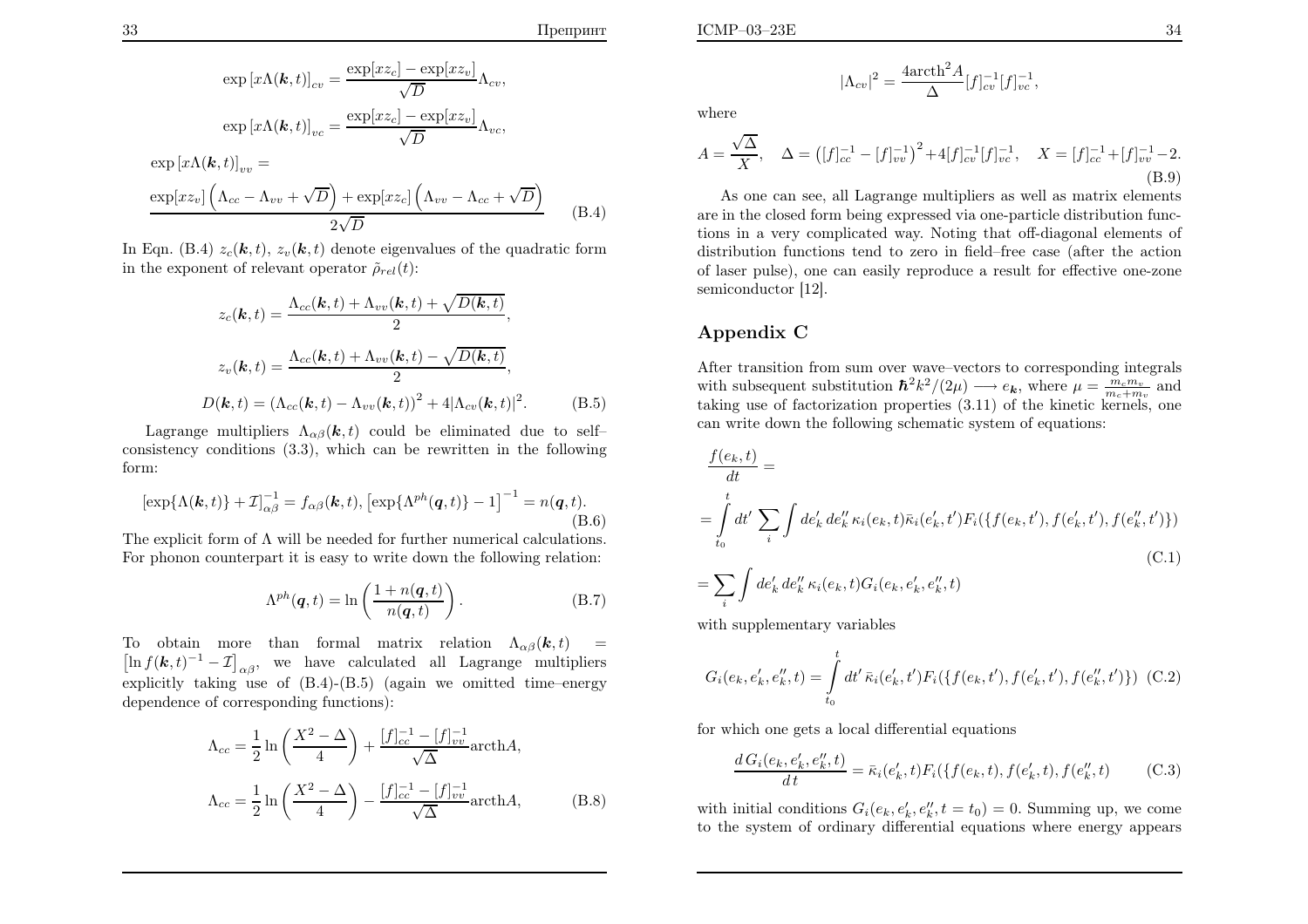$$\exp\left[x\Lambda(\boldsymbol{k},t)\right]_{cv} = \frac{\exp[xz_c] - \exp[xz_v]}{\sqrt{D}}\Lambda_{cv},$$

$$\exp\left[x\Lambda(\boldsymbol{k},t)\right]_{vc} = \frac{\exp[xz_c] - \exp[xz_v]}{\sqrt{D}}\Lambda_{vc},$$

$$\exp\left[x\Lambda(\boldsymbol{k},t)\right]_{vv} =$$

$$\frac{\exp[xz_v]\left(\Lambda_{cc} - \Lambda_{vv} + \sqrt{D}\right) + \exp[xz_c]\left(\Lambda_{vv} - \Lambda_{cc} + \sqrt{D}\right)}{2\sqrt{D}} \qquad \text{(B.4)}$$

In Eqn. (B.4) $z_c(\boldsymbol{k},t)$, $z_v(\boldsymbol{k},t)$ denote eigenvalues of the quadratic form in the exponent of relevant operator $\tilde{\rho}_{rel}(t)$:

$$z_c(\boldsymbol{k},t) = \frac{\Lambda_{cc}(\boldsymbol{k},t) + \Lambda_{vv}(\boldsymbol{k},t) + \sqrt{D(\boldsymbol{k},t)}}{2},$$

$$z_v(\boldsymbol{k},t) = \frac{\Lambda_{cc}(\boldsymbol{k},t) + \Lambda_{vv}(\boldsymbol{k},t) - \sqrt{D(\boldsymbol{k},t)}}{2},$$

$$D(\boldsymbol{k},t) = \left(\Lambda_{cc}(\boldsymbol{k},t) - \Lambda_{vv}(\boldsymbol{k},t)\right)^2 + 4|\Lambda_{cv}(\boldsymbol{k},t)|^2. \qquad \text{(B.5)}$$

Lagrange multipliers $\Lambda_{\alpha\beta}(\boldsymbol{k},t)$ could be eliminated due to self–consistency conditions (3.3), which can be rewritten in the following form:

$$\left[\exp\{\Lambda(\boldsymbol{k},t)\} + \mathcal{I}\right]^{-1}_{\alpha\beta} = f_{\alpha\beta}(\boldsymbol{k},t), \left[\exp\{\Lambda^{ph}(\boldsymbol{q},t)\} - 1\right]^{-1} = n(\boldsymbol{q},t). \qquad \text{(B.6)}$$

The explicit form of $\Lambda$ will be needed for further numerical calculations. For phonon counterpart it is easy to write down the following relation:

$$\Lambda^{ph}(\boldsymbol{q},t) = \ln\left(\frac{1 + n(\boldsymbol{q},t)}{n(\boldsymbol{q},t)}\right). \qquad \text{(B.7)}$$

To obtain more than formal matrix relation $\Lambda_{\alpha\beta}(\boldsymbol{k},t) = \left[\ln f(\boldsymbol{k},t)^{-1} - \mathcal{I}\right]_{\alpha\beta}$, we have calculated all Lagrange multipliers explicitly taking use of (B.4)-(B.5) (again we omitted time–energy dependence of corresponding functions):

$$\Lambda_{cc} = \frac{1}{2}\ln\left(\frac{X^2 - \Delta}{4}\right) + \frac{[f]^{-1}_{cc} - [f]^{-1}_{vv}}{\sqrt{\Delta}}\text{arcth}A,$$

$$\Lambda_{cc} = \frac{1}{2}\ln\left(\frac{X^2 - \Delta}{4}\right) - \frac{[f]^{-1}_{cc} - [f]^{-1}_{vv}}{\sqrt{\Delta}}\text{arcth}A, \qquad \text{(B.8)}$$

$$|\Lambda_{cv}|^2 = \frac{4\text{arcth}^2 A}{\Delta}[f]^{-1}_{cv}[f]^{-1}_{vc},$$

where

$$A = \frac{\sqrt{\Delta}}{X}, \quad \Delta = \left([f]^{-1}_{cc} - [f]^{-1}_{vv}\right)^2 + 4[f]^{-1}_{cv}[f]^{-1}_{vc}, \quad X = [f]^{-1}_{cc} + [f]^{-1}_{vv} - 2. \qquad \text{(B.9)}$$

As one can see, all Lagrange multipliers as well as matrix elements are in the closed form being expressed via one-particle distribution functions in a very complicated way. Noting that off-diagonal elements of distribution functions tend to zero in field–free case (after the action of laser pulse), one can easily reproduce a result for effective one-zone semiconductor [12].

## Appendix C

After transition from sum over wave–vectors to corresponding integrals with subsequent substitution $\hbar^2 k^2/(2\mu) \longrightarrow e_{\boldsymbol{k}}$, where $\mu = \frac{m_c m_v}{m_c + m_v}$ and taking use of factorization properties (3.11) of the kinetic kernels, one can write down the following schematic system of equations:

$$\frac{f(e_k,t)}{dt} =$$

$$= \int\limits_{t_0}^{t} dt' \sum_i \int de'_k \, de''_k \, \kappa_i(e_k,t)\bar{\kappa}_i(e'_k,t')F_i(\{f(e_k,t'), f(e'_k,t'), f(e''_k,t')\}) \qquad \text{(C.1)}$$

$$= \sum_i \int de'_k \, de''_k \, \kappa_i(e_k,t)G_i(e_k, e'_k, e''_k, t)$$

with supplementary variables

$$G_i(e_k, e'_k, e''_k, t) = \int\limits_{t_0}^{t} dt' \, \bar{\kappa}_i(e'_k,t')F_i(\{f(e_k,t'), f(e'_k,t'), f(e''_k,t')\}) \quad \text{(C.2)}$$

for which one gets a local differential equations

$$\frac{d\, G_i(e_k, e'_k, e''_k, t)}{d\, t} = \bar{\kappa}_i(e'_k,t)F_i(\{f(e_k,t), f(e'_k,t), f(e''_k,t) \qquad \text{(C.3)}$$

with initial conditions $G_i(e_k, e'_k, e''_k, t = t_0) = 0$. Summing up, we come to the system of ordinary differential equations where energy appears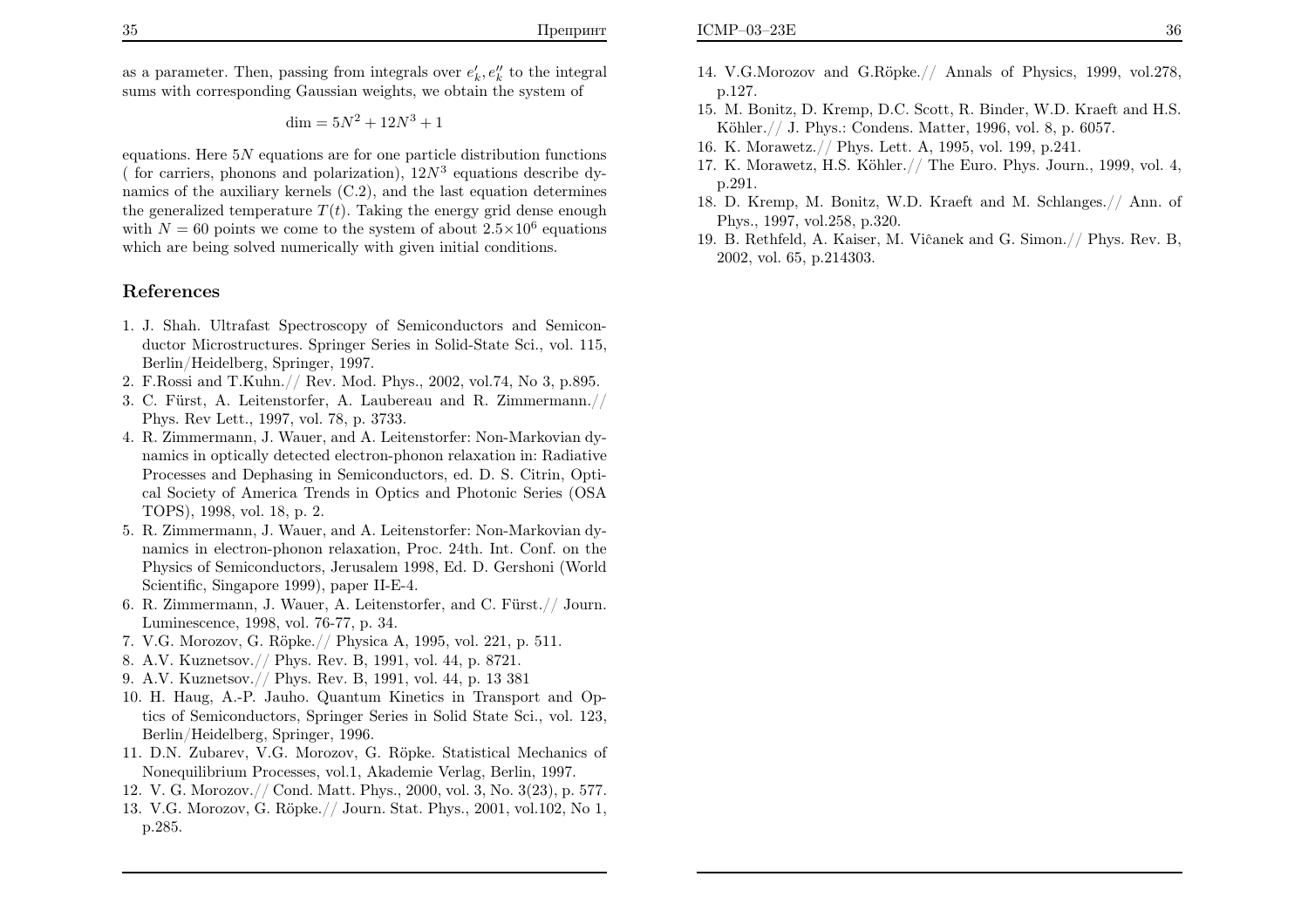as a parameter. Then, passing from integrals over $e'_k, e''_k$ to the integral sums with corresponding Gaussian weights, we obtain the system of

$$\dim = 5N^2 + 12N^3 + 1$$

equations. Here $5N$ equations are for one particle distribution functions ( for carriers, phonons and polarization), $12N^3$ equations describe dynamics of the auxiliary kernels (C.2), and the last equation determines the generalized temperature $T(t)$. Taking the energy grid dense enough with $N = 60$ points we come to the system of about $2.5 \times 10^6$ equations which are being solved numerically with given initial conditions.

## References

1. J. Shah. Ultrafast Spectroscopy of Semiconductors and Semiconductor Microstructures. Springer Series in Solid-State Sci., vol. 115, Berlin/Heidelberg, Springer, 1997.
2. F.Rossi and T.Kuhn.// Rev. Mod. Phys., 2002, vol.74, No 3, p.895.
3. C. Fürst, A. Leitenstorfer, A. Laubereau and R. Zimmermann.// Phys. Rev Lett., 1997, vol. 78, p. 3733.
4. R. Zimmermann, J. Wauer, and A. Leitenstorfer: Non-Markovian dynamics in optically detected electron-phonon relaxation in: Radiative Processes and Dephasing in Semiconductors, ed. D. S. Citrin, Optical Society of America Trends in Optics and Photonic Series (OSA TOPS), 1998, vol. 18, p. 2.
5. R. Zimmermann, J. Wauer, and A. Leitenstorfer: Non-Markovian dynamics in electron-phonon relaxation, Proc. 24th. Int. Conf. on the Physics of Semiconductors, Jerusalem 1998, Ed. D. Gershoni (World Scientific, Singapore 1999), paper II-E-4.
6. R. Zimmermann, J. Wauer, A. Leitenstorfer, and C. Fürst.// Journ. Luminescence, 1998, vol. 76-77, p. 34.
7. V.G. Morozov, G. Röpke.// Physica A, 1995, vol. 221, p. 511.
8. A.V. Kuznetsov.// Phys. Rev. B, 1991, vol. 44, p. 8721.
9. A.V. Kuznetsov.// Phys. Rev. B, 1991, vol. 44, p. 13 381
10. H. Haug, A.-P. Jauho. Quantum Kinetics in Transport and Optics of Semiconductors, Springer Series in Solid State Sci., vol. 123, Berlin/Heidelberg, Springer, 1996.
11. D.N. Zubarev, V.G. Morozov, G. Röpke. Statistical Mechanics of Nonequilibrium Processes, vol.1, Akademie Verlag, Berlin, 1997.
12. V. G. Morozov.// Cond. Matt. Phys., 2000, vol. 3, No. 3(23), p. 577.
13. V.G. Morozov, G. Röpke.// Journ. Stat. Phys., 2001, vol.102, No 1, p.285.
14. V.G.Morozov and G.Röpke.// Annals of Physics, 1999, vol.278, p.127.
15. M. Bonitz, D. Kremp, D.C. Scott, R. Binder, W.D. Kraeft and H.S. Köhler.// J. Phys.: Condens. Matter, 1996, vol. 8, p. 6057.
16. K. Morawetz.// Phys. Lett. A, 1995, vol. 199, p.241.
17. K. Morawetz, H.S. Köhler.// The Euro. Phys. Journ., 1999, vol. 4, p.291.
18. D. Kremp, M. Bonitz, W.D. Kraeft and M. Schlanges.// Ann. of Phys., 1997, vol.258, p.320.
19. B. Rethfeld, A. Kaiser, M. Viĉanek and G. Simon.// Phys. Rev. B, 2002, vol. 65, p.214303.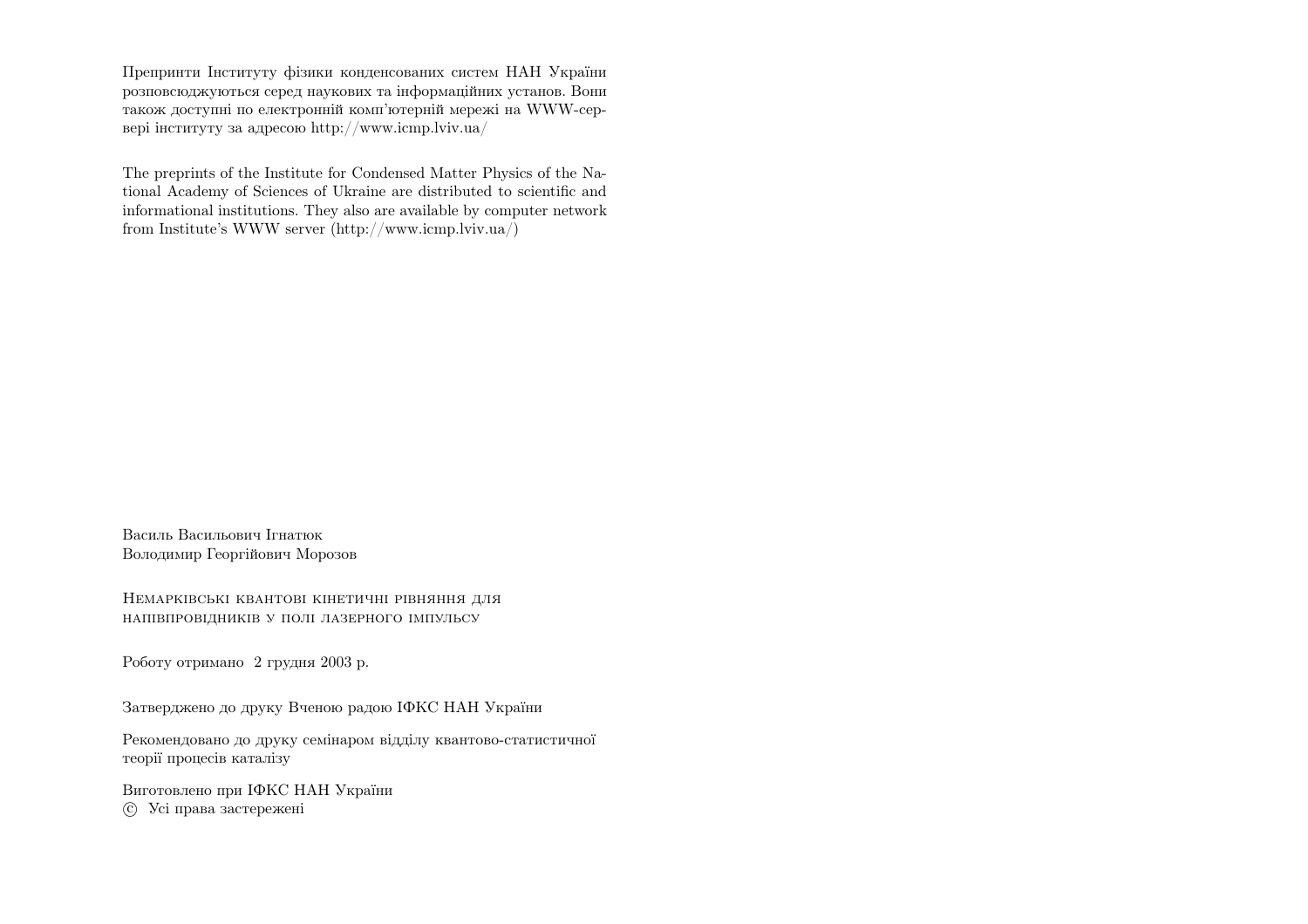Препринти Інституту фізики конденсованих систем НАН України розповсюджуються серед наукових та інформаційних установ. Вони також доступні по електронній комп'ютерній мережі на WWW-сервері інституту за адресою http://www.icmp.lviv.ua/

The preprints of the Institute for Condensed Matter Physics of the National Academy of Sciences of Ukraine are distributed to scientific and informational institutions. They also are available by computer network from Institute's WWW server (http://www.icmp.lviv.ua/)

Василь Васильович Ігнатюк
Володимир Георгійович Морозов

Немарківські квантові кінетичні рівняння для напівпровідників у полі лазерного імпульсу

Роботу отримано 2 грудня 2003 р.

Затверджено до друку Вченою радою ІФКС НАН України

Рекомендовано до друку семінаром відділу квантово-статистичної теорії процесів каталізу

Виготовлено при ІФКС НАН України
© Усі права застережені